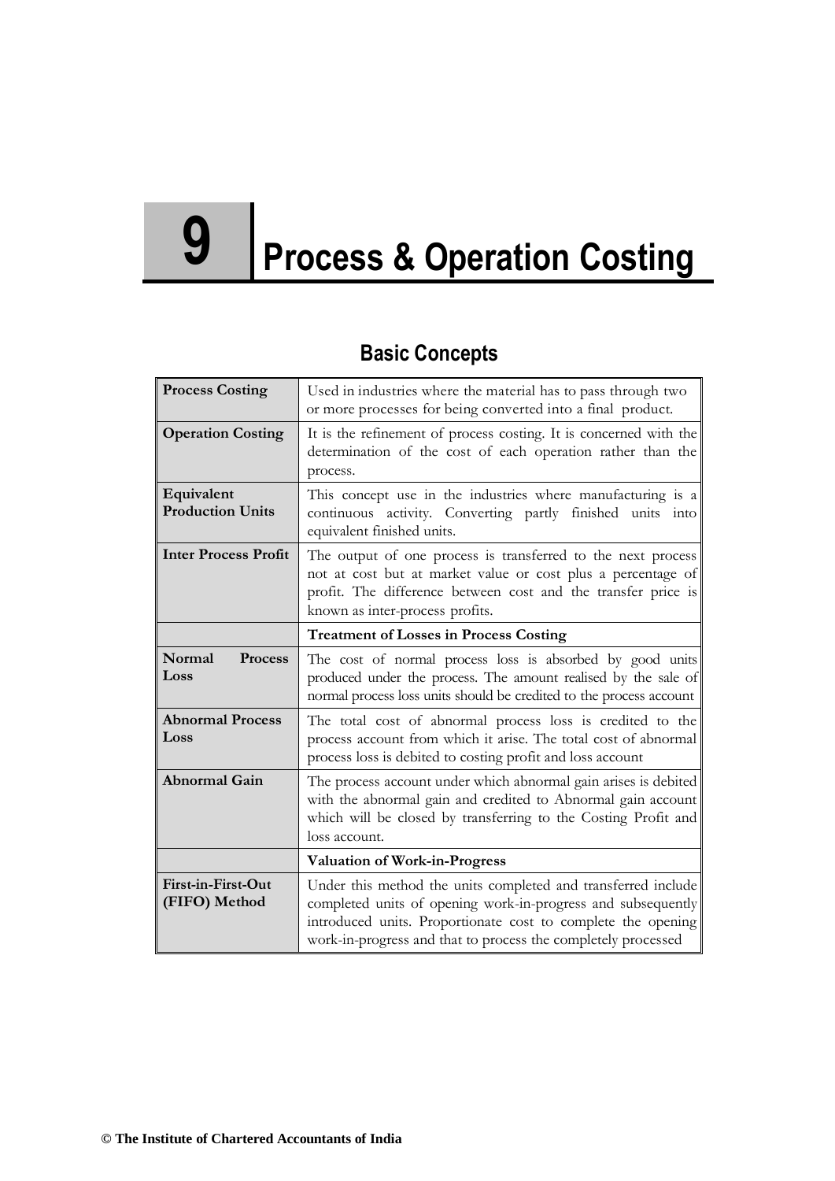# 9 Process & Operation Costing

## Basic Concepts

| | |
|---|---|
| **Process Costing** | Used in industries where the material has to pass through two or more processes for being converted into a final product. |
| **Operation Costing** | It is the refinement of process costing. It is concerned with the determination of the cost of each operation rather than the process. |
| **Equivalent Production Units** | This concept use in the industries where manufacturing is a continuous activity. Converting partly finished units into equivalent finished units. |
| **Inter Process Profit** | The output of one process is transferred to the next process not at cost but at market value or cost plus a percentage of profit. The difference between cost and the transfer price is known as inter-process profits. |
| | **Treatment of Losses in Process Costing** |
| **Normal Process Loss** | The cost of normal process loss is absorbed by good units produced under the process. The amount realised by the sale of normal process loss units should be credited to the process account |
| **Abnormal Process Loss** | The total cost of abnormal process loss is credited to the process account from which it arise. The total cost of abnormal process loss is debited to costing profit and loss account |
| **Abnormal Gain** | The process account under which abnormal gain arises is debited with the abnormal gain and credited to Abnormal gain account which will be closed by transferring to the Costing Profit and loss account. |
| | **Valuation of Work-in-Progress** |
| **First-in-First-Out (FIFO) Method** | Under this method the units completed and transferred include completed units of opening work-in-progress and subsequently introduced units. Proportionate cost to complete the opening work-in-progress and that to process the completely processed |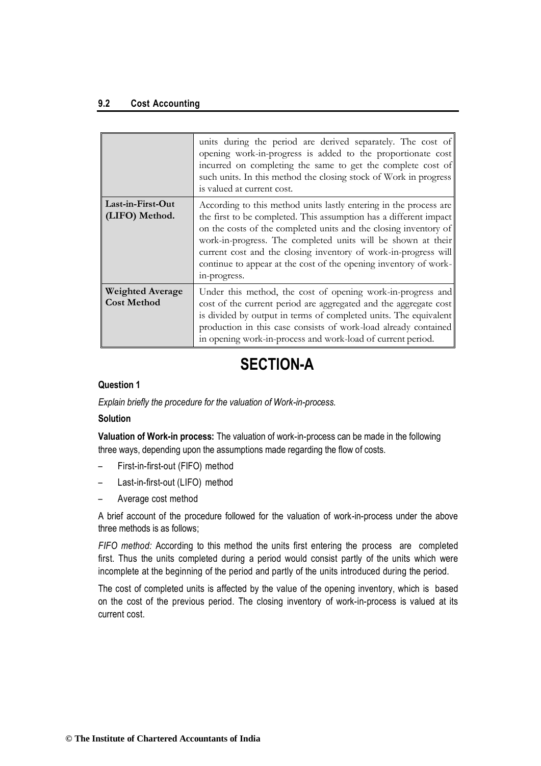|  |  |
|---|---|
|  | units during the period are derived separately. The cost of opening work-in-progress is added to the proportionate cost incurred on completing the same to get the complete cost of such units. In this method the closing stock of Work in progress is valued at current cost. |
| **Last-in-First-Out (LIFO) Method.** | According to this method units lastly entering in the process are the first to be completed. This assumption has a different impact on the costs of the completed units and the closing inventory of work-in-progress. The completed units will be shown at their current cost and the closing inventory of work-in-progress will continue to appear at the cost of the opening inventory of work-in-progress. |
| **Weighted Average Cost Method** | Under this method, the cost of opening work-in-progress and cost of the current period are aggregated and the aggregate cost is divided by output in terms of completed units. The equivalent production in this case consists of work-load already contained in opening work-in-process and work-load of current period. |

# SECTION-A

### Question 1

*Explain briefly the procedure for the valuation of Work-in-process.*

### Solution

**Valuation of Work-in process:** The valuation of work-in-process can be made in the following three ways, depending upon the assumptions made regarding the flow of costs.

- First-in-first-out (FIFO) method
- Last-in-first-out (LIFO) method
- Average cost method

A brief account of the procedure followed for the valuation of work-in-process under the above three methods is as follows;

*FIFO method:* According to this method the units first entering the process are completed first. Thus the units completed during a period would consist partly of the units which were incomplete at the beginning of the period and partly of the units introduced during the period.

The cost of completed units is affected by the value of the opening inventory, which is based on the cost of the previous period. The closing inventory of work-in-process is valued at its current cost.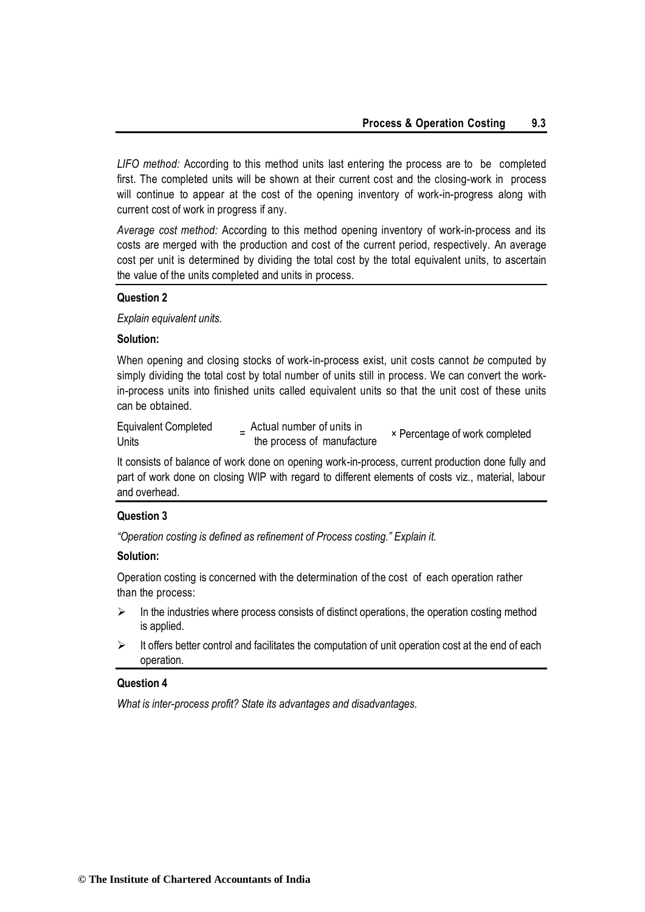*LIFO method:* According to this method units last entering the process are to be completed first. The completed units will be shown at their current cost and the closing-work in process will continue to appear at the cost of the opening inventory of work-in-progress along with current cost of work in progress if any.

*Average cost method:* According to this method opening inventory of work-in-process and its costs are merged with the production and cost of the current period, respectively. An average cost per unit is determined by dividing the total cost by the total equivalent units, to ascertain the value of the units completed and units in process.

**Question 2**

*Explain equivalent units.*

**Solution:**

When opening and closing stocks of work-in-process exist, unit costs cannot *be* computed by simply dividing the total cost by total number of units still in process. We can convert the work-in-process units into finished units called equivalent units so that the unit cost of these units can be obtained.

$$\text{Equivalent Completed Units} = \text{Actual number of units in the process of manufacture} \times \text{Percentage of work completed}$$

It consists of balance of work done on opening work-in-process, current production done fully and part of work done on closing WIP with regard to different elements of costs viz., material, labour and overhead.

**Question 3**

*"Operation costing is defined as refinement of Process costing." Explain it.*

**Solution:**

Operation costing is concerned with the determination of the cost of each operation rather than the process:

- In the industries where process consists of distinct operations, the operation costing method is applied.
- It offers better control and facilitates the computation of unit operation cost at the end of each operation.

**Question 4**

*What is inter-process profit? State its advantages and disadvantages.*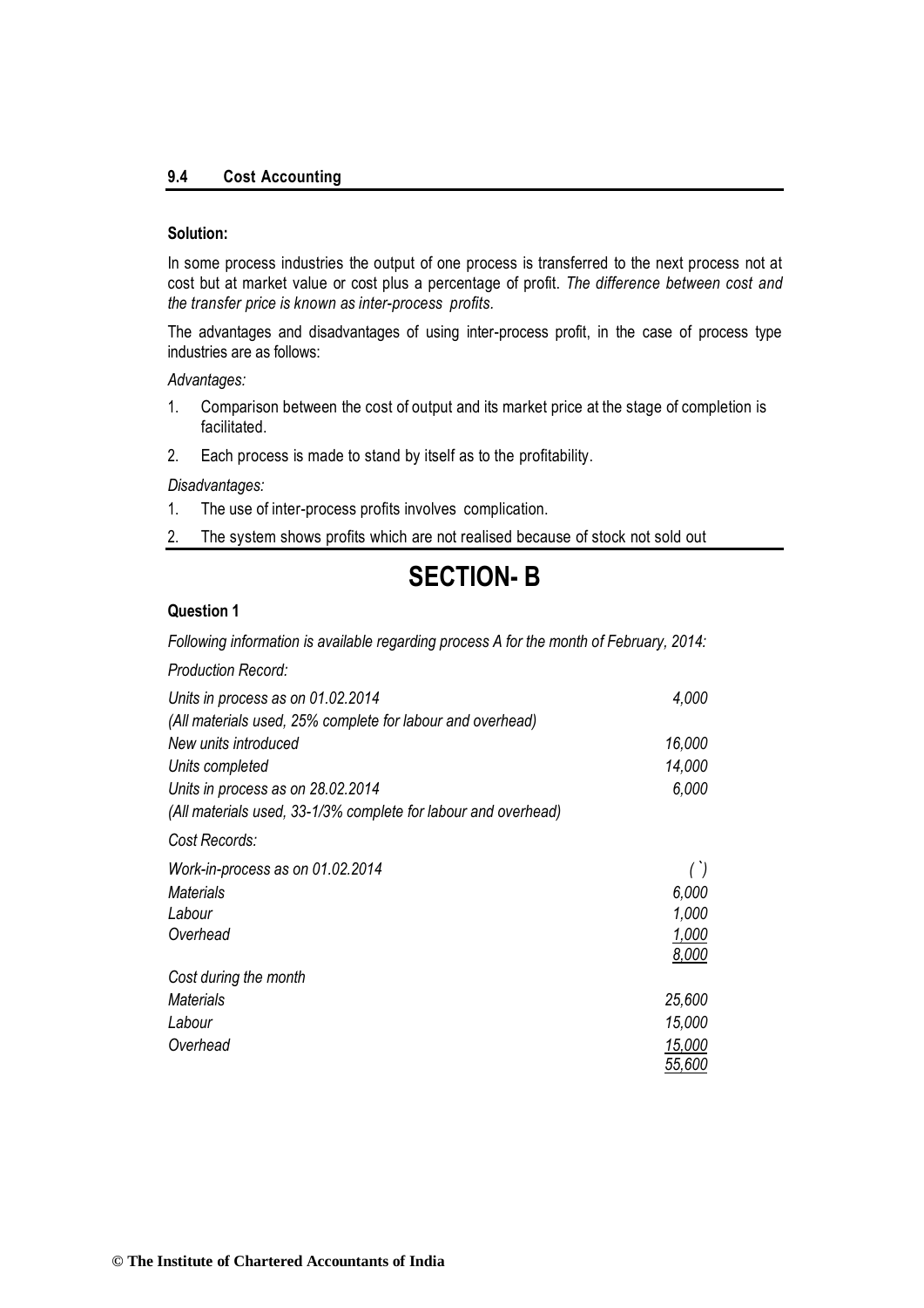**Solution:**

In some process industries the output of one process is transferred to the next process not at cost but at market value or cost plus a percentage of profit. *The difference between cost and the transfer price is known as inter-process profits.*

The advantages and disadvantages of using inter-process profit, in the case of process type industries are as follows:

*Advantages:*

1. Comparison between the cost of output and its market price at the stage of completion is facilitated.
2. Each process is made to stand by itself as to the profitability.

*Disadvantages:*

1. The use of inter-process profits involves complication.
2. The system shows profits which are not realised because of stock not sold out

# SECTION- B

**Question 1**

*Following information is available regarding process A for the month of February, 2014:*

*Production Record:*

| | |
|---|---|
| *Units in process as on 01.02.2014* | *4,000* |
| *(All materials used, 25% complete for labour and overhead)* | |
| *New units introduced* | *16,000* |
| *Units completed* | *14,000* |
| *Units in process as on 28.02.2014* | *6,000* |
| *(All materials used, 33-1/3% complete for labour and overhead)* | |

*Cost Records:*

| | *(`)* |
|---|---|
| *Work-in-process as on 01.02.2014* | |
| *Materials* | *6,000* |
| *Labour* | *1,000* |
| *Overhead* | *1,000* |
| | *8,000* |
| *Cost during the month* | |
| *Materials* | *25,600* |
| *Labour* | *15,000* |
| *Overhead* | *15,000* |
| | *55,600* |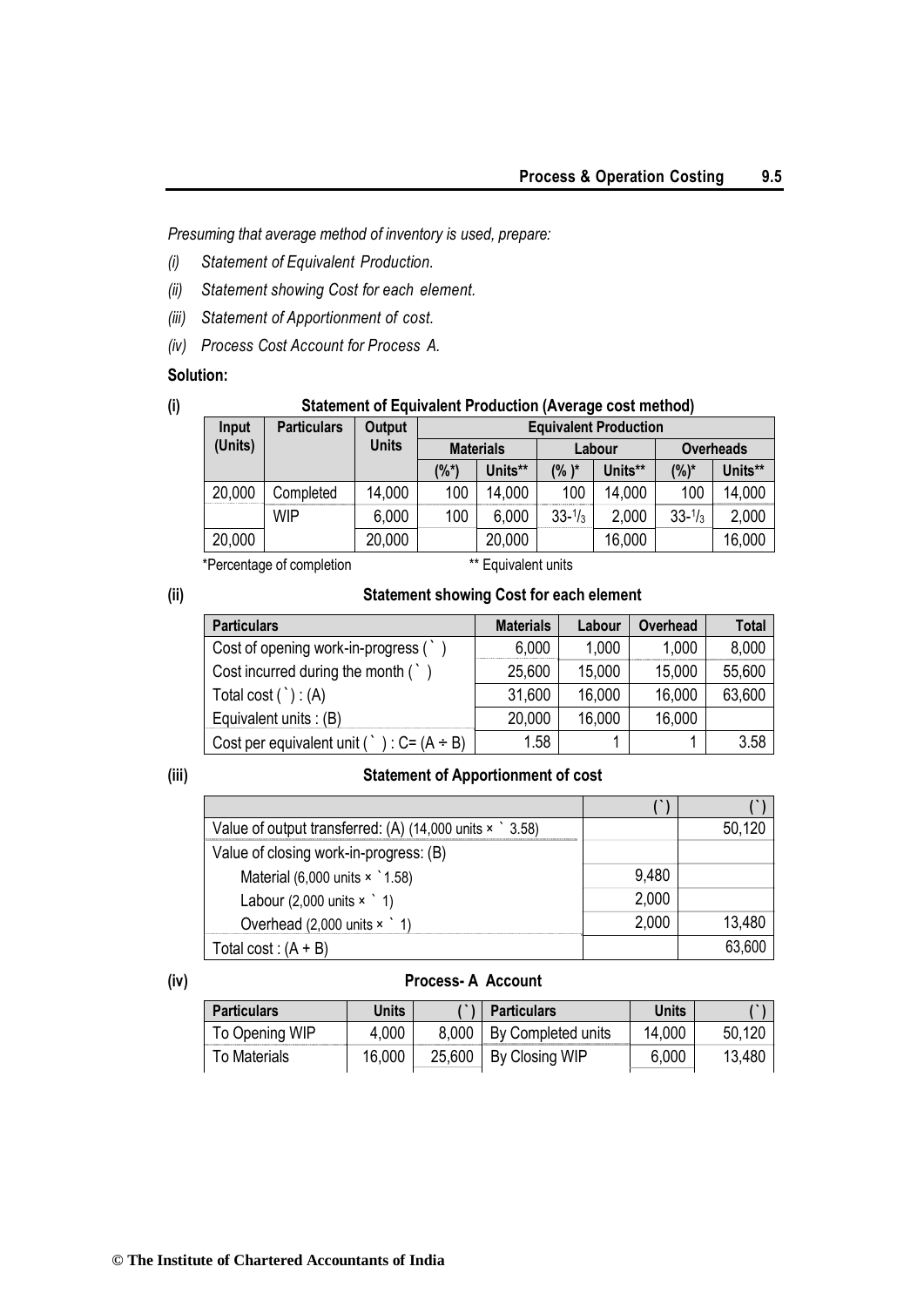*Presuming that average method of inventory is used, prepare:*

*(i) Statement of Equivalent Production.*

*(ii) Statement showing Cost for each element.*

*(iii) Statement of Apportionment of cost.*

*(iv) Process Cost Account for Process A.*

**Solution:**

**(i) Statement of Equivalent Production (Average cost method)**

| Input (Units) | Particulars | Output Units | Equivalent Production | | | | | |
|---|---|---|---|---|---|---|---|---|
| | | | Materials | | Labour | | Overheads | |
| | | | (%*) | Units** | (% )* | Units** | (%)* | Units** |
| 20,000 | Completed | 14,000 | 100 | 14,000 | 100 | 14,000 | 100 | 14,000 |
| | WIP | 6,000 | 100 | 6,000 | $33\text{-}^1/_3$ | 2,000 | $33\text{-}^1/_3$ | 2,000 |
| 20,000 | | 20,000 | | 20,000 | | 16,000 | | 16,000 |

*Percentage of completion ** Equivalent units

**(ii) Statement showing Cost for each element**

| Particulars | Materials | Labour | Overhead | Total |
|---|---|---|---|---|
| Cost of opening work-in-progress (`) | 6,000 | 1,000 | 1,000 | 8,000 |
| Cost incurred during the month (`) | 25,600 | 15,000 | 15,000 | 55,600 |
| Total cost (`) : (A) | 31,600 | 16,000 | 16,000 | 63,600 |
| Equivalent units : (B) | 20,000 | 16,000 | 16,000 | |
| Cost per equivalent unit (`) : C= (A ÷ B) | 1.58 | 1 | 1 | 3.58 |

**(iii) Statement of Apportionment of cost**

| | (`) | (`) |
|---|---|---|
| Value of output transferred: (A) (14,000 units × ` 3.58) | | 50,120 |
| Value of closing work-in-progress: (B) | | |
| Material (6,000 units × `1.58) | 9,480 | |
| Labour (2,000 units × ` 1) | 2,000 | |
| Overhead (2,000 units × ` 1) | 2,000 | 13,480 |
| Total cost : (A + B) | | 63,600 |

**(iv) Process- A Account**

| Particulars | Units | (`) | Particulars | Units | (`) |
|---|---|---|---|---|---|
| To Opening WIP | 4,000 | 8,000 | By Completed units | 14,000 | 50,120 |
| To Materials | 16,000 | 25,600 | By Closing WIP | 6,000 | 13,480 |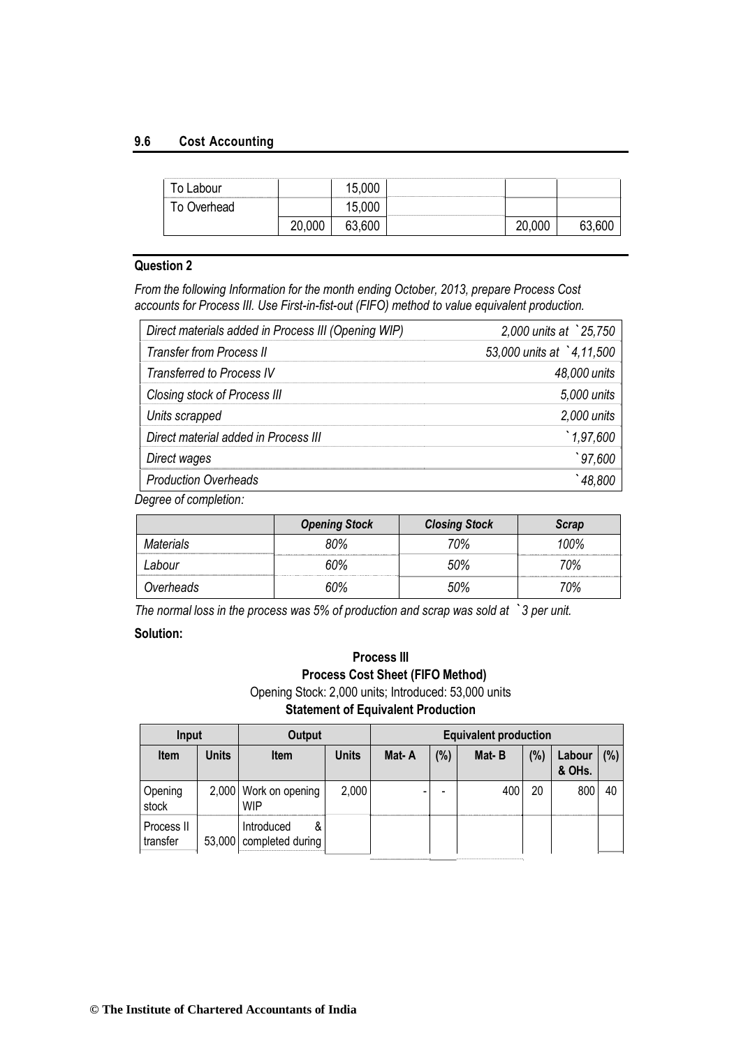| To Labour | | 15,000 | | | |
|---|---|---|---|---|---|
| To Overhead | | 15,000 | | | |
| | 20,000 | 63,600 | | 20,000 | 63,600 |

## Question 2

*From the following Information for the month ending October, 2013, prepare Process Cost accounts for Process III. Use First-in-fist-out (FIFO) method to value equivalent production.*

| | |
|---|---|
| *Direct materials added in Process III (Opening WIP)* | *2,000 units at `25,750* |
| *Transfer from Process II* | *53,000 units at `4,11,500* |
| *Transferred to Process IV* | *48,000 units* |
| *Closing stock of Process III* | *5,000 units* |
| *Units scrapped* | *2,000 units* |
| *Direct material added in Process III* | *`1,97,600* |
| *Direct wages* | *`97,600* |
| *Production Overheads* | *`48,800* |

*Degree of completion:*

| | *Opening Stock* | *Closing Stock* | *Scrap* |
|---|---|---|---|
| *Materials* | *80%* | *70%* | *100%* |
| *Labour* | *60%* | *50%* | *70%* |
| *Overheads* | *60%* | *50%* | *70%* |

*The normal loss in the process was 5% of production and scrap was sold at `3 per unit.*

**Solution:**

**Process III**

**Process Cost Sheet (FIFO Method)**

Opening Stock: 2,000 units; Introduced: 53,000 units

**Statement of Equivalent Production**

| Input | | Output | | Equivalent production | | | | | |
|---|---|---|---|---|---|---|---|---|---|
| **Item** | **Units** | **Item** | **Units** | **Mat- A** | **(%)** | **Mat- B** | **(%)** | **Labour & OHs.** | **(%)** |
| Opening stock | 2,000 | Work on opening WIP | 2,000 | - | - | 400 | 20 | 800 | 40 |
| Process II transfer | 53,000 | Introduced & completed during | | | | | | | |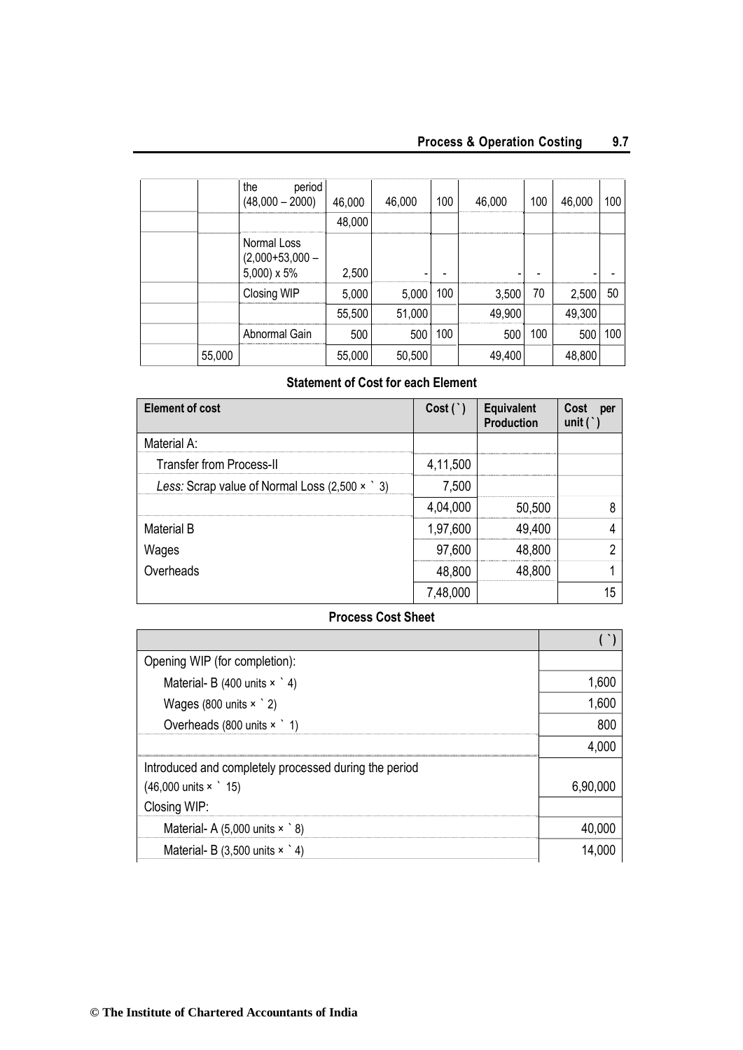| | | | | | | | | | |
|---|---|---|---|---|---|---|---|---|---|
| | | the period (48,000 – 2000) | 46,000 | 46,000 | 100 | 46,000 | 100 | 46,000 | 100 |
| | | | 48,000 | | | | | | |
| | | Normal Loss (2,000+53,000 – 5,000) x 5% | 2,500 | - | - | - | - | - | - |
| | | Closing WIP | 5,000 | 5,000 | 100 | 3,500 | 70 | 2,500 | 50 |
| | | | 55,500 | 51,000 | | 49,900 | | 49,300 | |
| | | Abnormal Gain | 500 | 500 | 100 | 500 | 100 | 500 | 100 |
| | 55,000 | | 55,000 | 50,500 | | 49,400 | | 48,800 | |

**Statement of Cost for each Element**

| Element of cost | Cost (`) | Equivalent Production | Cost per unit (`) |
|---|---|---|---|
| Material A: | | | |
| Transfer from Process-II | 4,11,500 | | |
| *Less:* Scrap value of Normal Loss (2,500 × ` 3) | 7,500 | | |
| | 4,04,000 | 50,500 | 8 |
| Material B | 1,97,600 | 49,400 | 4 |
| Wages | 97,600 | 48,800 | 2 |
| Overheads | 48,800 | 48,800 | 1 |
| | 7,48,000 | | 15 |

**Process Cost Sheet**

| | (`) |
|---|---|
| Opening WIP (for completion): | |
| Material- B (400 units × ` 4) | 1,600 |
| Wages (800 units × ` 2) | 1,600 |
| Overheads (800 units × ` 1) | 800 |
| | 4,000 |
| Introduced and completely processed during the period (46,000 units × ` 15) | 6,90,000 |
| Closing WIP: | |
| Material- A (5,000 units × ` 8) | 40,000 |
| Material- B (3,500 units × ` 4) | 14,000 |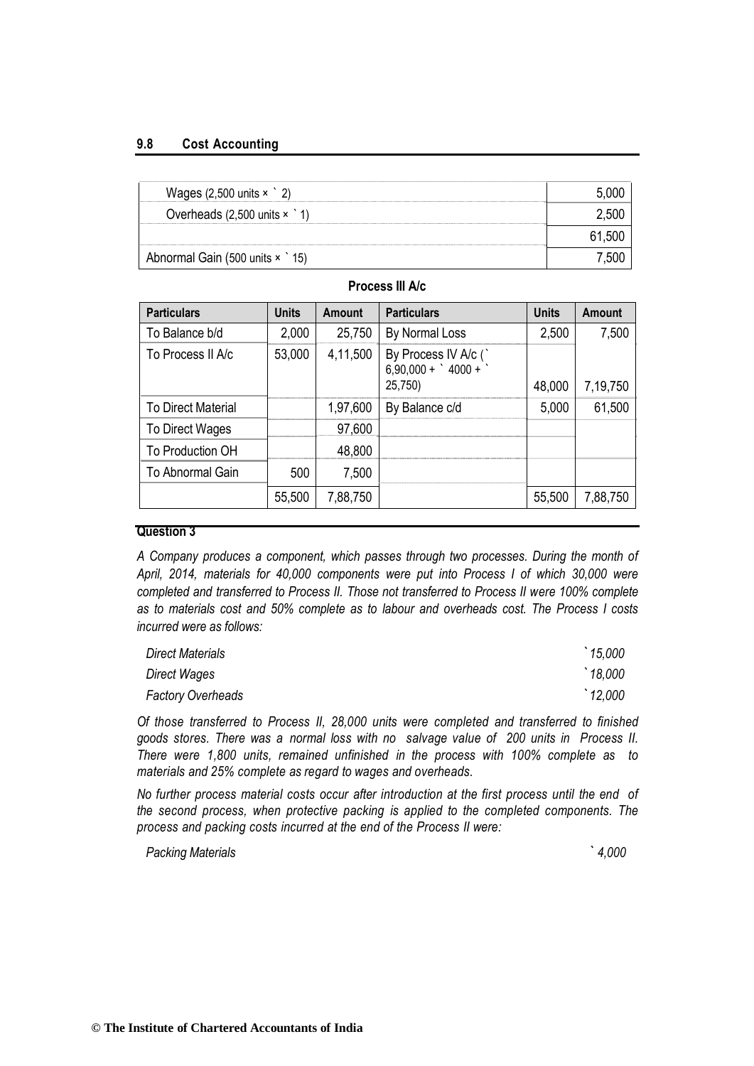| | |
|---|---|
| Wages (2,500 units × ` 2) | 5,000 |
| Overheads (2,500 units × ` 1) | 2,500 |
| | 61,500 |
| Abnormal Gain (500 units × ` 15) | 7,500 |

**Process III A/c**

| Particulars | Units | Amount | Particulars | Units | Amount |
|---|---|---|---|---|---|
| To Balance b/d | 2,000 | 25,750 | By Normal Loss | 2,500 | 7,500 |
| To Process II A/c | 53,000 | 4,11,500 | By Process IV A/c (` 6,90,000 + ` 4000 + ` 25,750) | 48,000 | 7,19,750 |
| To Direct Material | | 1,97,600 | By Balance c/d | 5,000 | 61,500 |
| To Direct Wages | | 97,600 | | | |
| To Production OH | | 48,800 | | | |
| To Abnormal Gain | 500 | 7,500 | | | |
| | 55,500 | 7,88,750 | | 55,500 | 7,88,750 |

**Question 3**

*A Company produces a component, which passes through two processes. During the month of April, 2014, materials for 40,000 components were put into Process I of which 30,000 were completed and transferred to Process II. Those not transferred to Process II were 100% complete as to materials cost and 50% complete as to labour and overheads cost. The Process I costs incurred were as follows:*

| | |
|---|---|
| *Direct Materials* | *` 15,000* |
| *Direct Wages* | *` 18,000* |
| *Factory Overheads* | *` 12,000* |

*Of those transferred to Process II, 28,000 units were completed and transferred to finished goods stores. There was a normal loss with no salvage value of 200 units in Process II. There were 1,800 units, remained unfinished in the process with 100% complete as to materials and 25% complete as regard to wages and overheads.*

*No further process material costs occur after introduction at the first process until the end of the second process, when protective packing is applied to the completed components. The process and packing costs incurred at the end of the Process II were:*

| | |
|---|---|
| *Packing Materials* | *` 4,000* |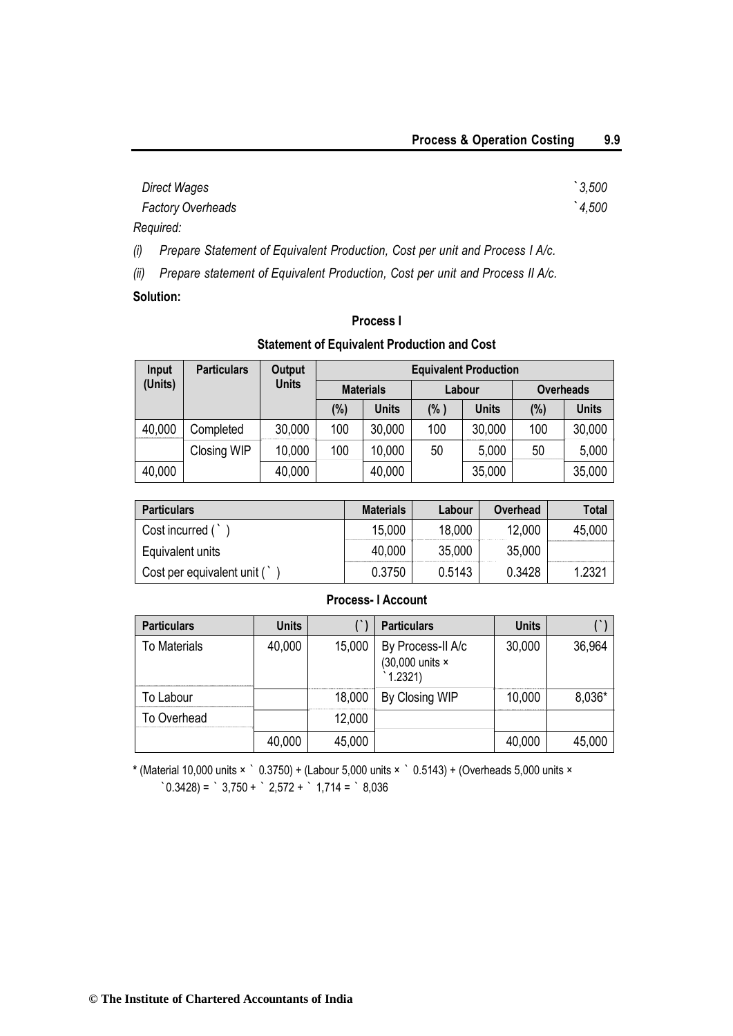| *Direct Wages* | ` *3,500* |
|---|---|
| *Factory Overheads* | ` *4,500* |

*Required:*

*(i) Prepare Statement of Equivalent Production, Cost per unit and Process I A/c.*

*(ii) Prepare statement of Equivalent Production, Cost per unit and Process II A/c.*

**Solution:**

**Process I**

**Statement of Equivalent Production and Cost**

| Input (Units) | Particulars | Output Units | Equivalent Production | | | | | |
|---|---|---|---|---|---|---|---|---|
| | | | Materials | | Labour | | Overheads | |
| | | | (%) | Units | (% ) | Units | (%) | Units |
| 40,000 | Completed | 30,000 | 100 | 30,000 | 100 | 30,000 | 100 | 30,000 |
| | Closing WIP | 10,000 | 100 | 10,000 | 50 | 5,000 | 50 | 5,000 |
| 40,000 | | 40,000 | | 40,000 | | 35,000 | | 35,000 |

| Particulars | Materials | Labour | Overhead | Total |
|---|---|---|---|---|
| Cost incurred ( ` ) | 15,000 | 18,000 | 12,000 | 45,000 |
| Equivalent units | 40,000 | 35,000 | 35,000 | |
| Cost per equivalent unit ( ` ) | 0.3750 | 0.5143 | 0.3428 | 1.2321 |

**Process- I Account**

| Particulars | Units | ( ` ) | Particulars | Units | ( ` ) |
|---|---|---|---|---|---|
| To Materials | 40,000 | 15,000 | By Process-II A/c (30,000 units × ` 1.2321) | 30,000 | 36,964 |
| To Labour | | 18,000 | By Closing WIP | 10,000 | 8,036* |
| To Overhead | | 12,000 | | | |
| | 40,000 | 45,000 | | 40,000 | 45,000 |

**\*** (Material 10,000 units × ` 0.3750) + (Labour 5,000 units × ` 0.5143) + (Overheads 5,000 units × ` 0.3428) = ` 3,750 + ` 2,572 + ` 1,714 = ` 8,036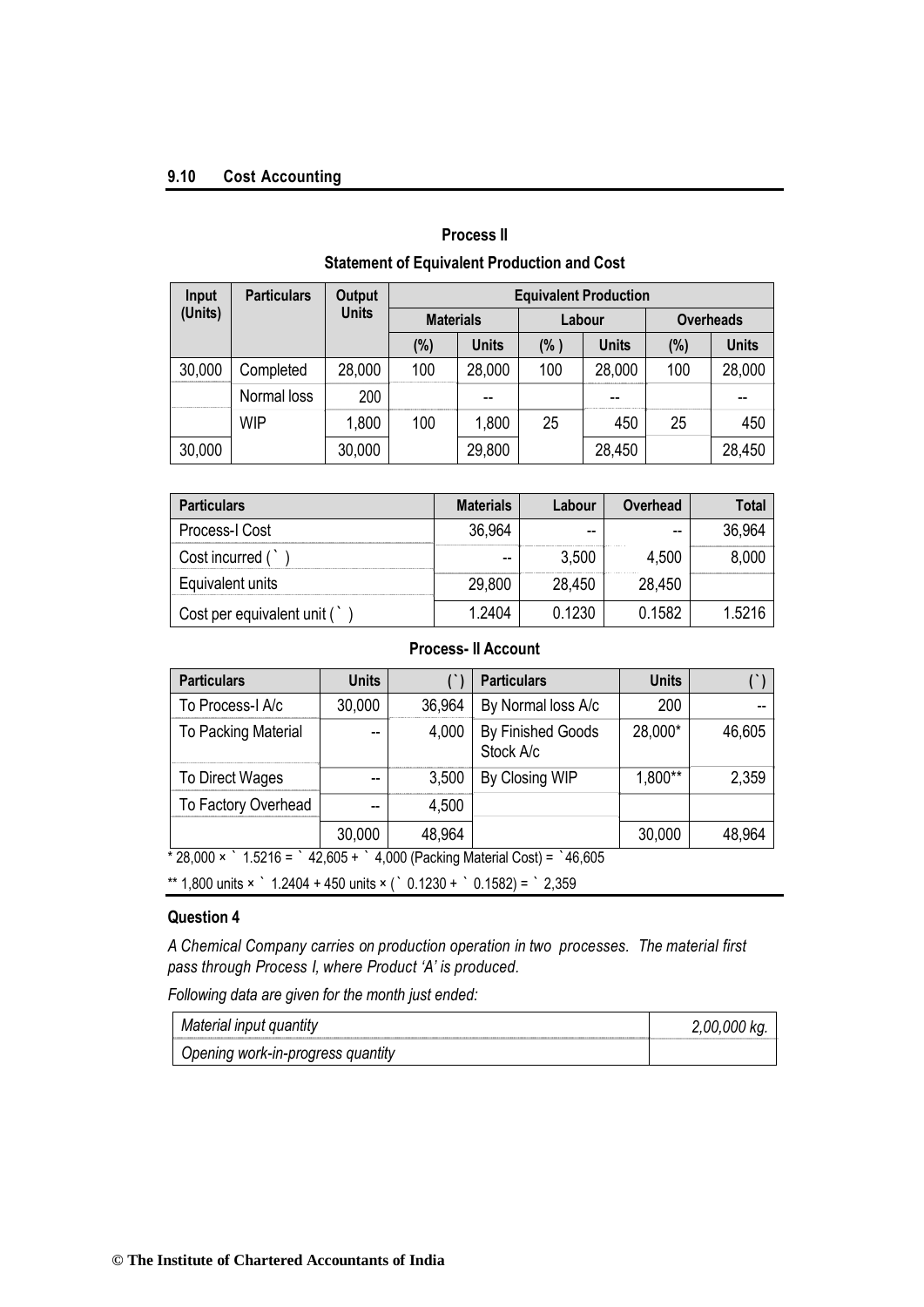**Process II**

**Statement of Equivalent Production and Cost**

| Input (Units) | Particulars | Output Units | Equivalent Production | | | | | |
|---|---|---|---|---|---|---|---|---|
| | | | Materials | | Labour | | Overheads | |
| | | | (%) | Units | (% ) | Units | (%) | Units |
| 30,000 | Completed | 28,000 | 100 | 28,000 | 100 | 28,000 | 100 | 28,000 |
| | Normal loss | 200 | | -- | | -- | | -- |
| | WIP | 1,800 | 100 | 1,800 | 25 | 450 | 25 | 450 |
| 30,000 | | 30,000 | | 29,800 | | 28,450 | | 28,450 |

| Particulars | Materials | Labour | Overhead | Total |
|---|---|---|---|---|
| Process-I Cost | 36,964 | -- | -- | 36,964 |
| Cost incurred (`) | -- | 3,500 | 4,500 | 8,000 |
| Equivalent units | 29,800 | 28,450 | 28,450 | |
| Cost per equivalent unit (`) | 1.2404 | 0.1230 | 0.1582 | 1.5216 |

**Process- II Account**

| Particulars | Units | (`) | Particulars | Units | (`) |
|---|---|---|---|---|---|
| To Process-I A/c | 30,000 | 36,964 | By Normal loss A/c | 200 | -- |
| To Packing Material | -- | 4,000 | By Finished Goods Stock A/c | 28,000* | 46,605 |
| To Direct Wages | -- | 3,500 | By Closing WIP | 1,800** | 2,359 |
| To Factory Overhead | -- | 4,500 | | | |
| | 30,000 | 48,964 | | 30,000 | 48,964 |

\* 28,000 × ` 1.5216 = ` 42,605 + ` 4,000 (Packing Material Cost) = `46,605

\** 1,800 units × ` 1.2404 + 450 units × (` 0.1230 + ` 0.1582) = ` 2,359

**Question 4**

*A Chemical Company carries on production operation in two processes. The material first pass through Process I, where Product 'A' is produced.*

*Following data are given for the month just ended:*

| | |
|---|---|
| *Material input quantity* | *2,00,000 kg.* |
| *Opening work-in-progress quantity* | |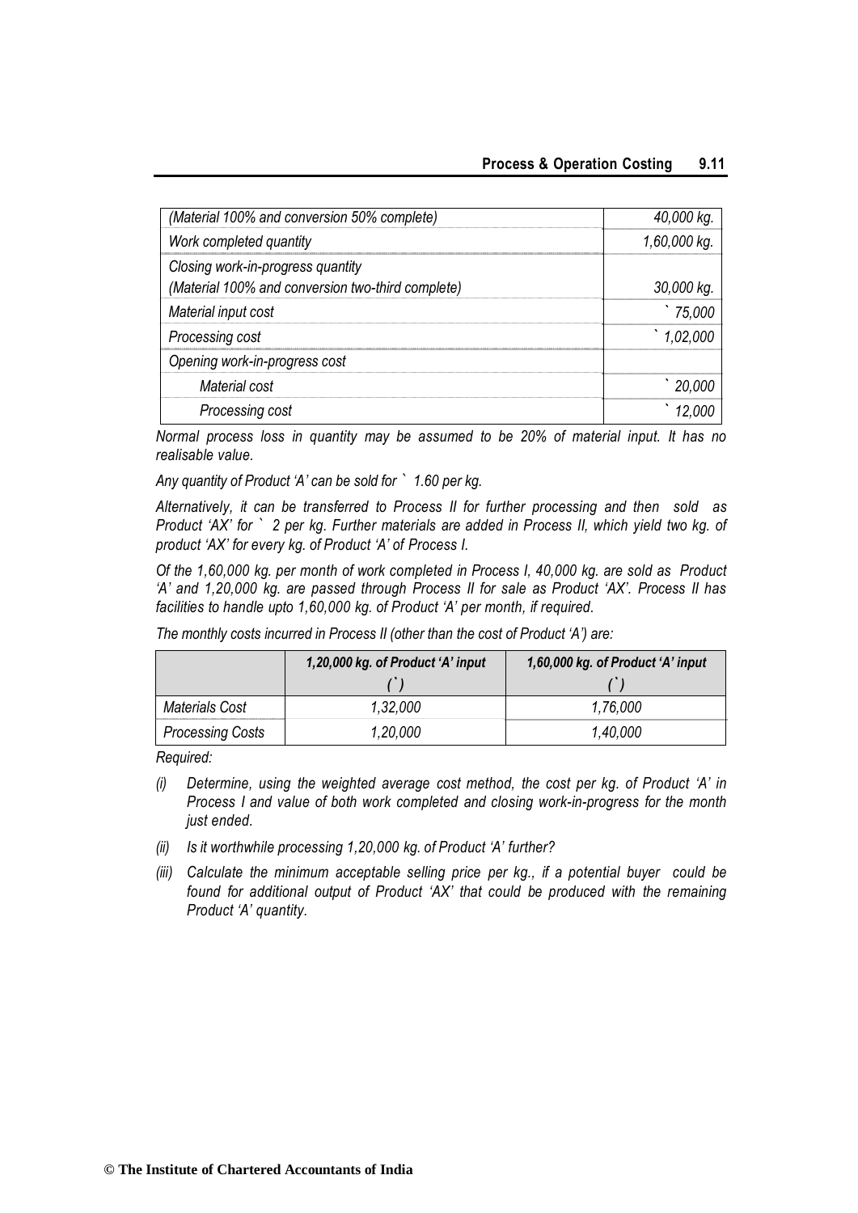| | |
|---|---|
| *(Material 100% and conversion 50% complete)* | *40,000 kg.* |
| *Work completed quantity* | *1,60,000 kg.* |
| *Closing work-in-progress quantity (Material 100% and conversion two-third complete)* | *30,000 kg.* |
| *Material input cost* | *` 75,000* |
| *Processing cost* | *` 1,02,000* |
| *Opening work-in-progress cost* | |
| *Material cost* | *` 20,000* |
| *Processing cost* | *` 12,000* |

*Normal process loss in quantity may be assumed to be 20% of material input. It has no realisable value.*

*Any quantity of Product 'A' can be sold for ` 1.60 per kg.*

*Alternatively, it can be transferred to Process II for further processing and then sold as Product 'AX' for ` 2 per kg. Further materials are added in Process II, which yield two kg. of product 'AX' for every kg. of Product 'A' of Process I.*

*Of the 1,60,000 kg. per month of work completed in Process I, 40,000 kg. are sold as Product 'A' and 1,20,000 kg. are passed through Process II for sale as Product 'AX'. Process II has facilities to handle upto 1,60,000 kg. of Product 'A' per month, if required.*

*The monthly costs incurred in Process II (other than the cost of Product 'A') are:*

| | **1,20,000 kg. of Product 'A' input (`)** | **1,60,000 kg. of Product 'A' input (`)** |
|---|---|---|
| *Materials Cost* | *1,32,000* | *1,76,000* |
| *Processing Costs* | *1,20,000* | *1,40,000* |

*Required:*

*(i) Determine, using the weighted average cost method, the cost per kg. of Product 'A' in Process I and value of both work completed and closing work-in-progress for the month just ended.*

*(ii) Is it worthwhile processing 1,20,000 kg. of Product 'A' further?*

*(iii) Calculate the minimum acceptable selling price per kg., if a potential buyer could be found for additional output of Product 'AX' that could be produced with the remaining Product 'A' quantity.*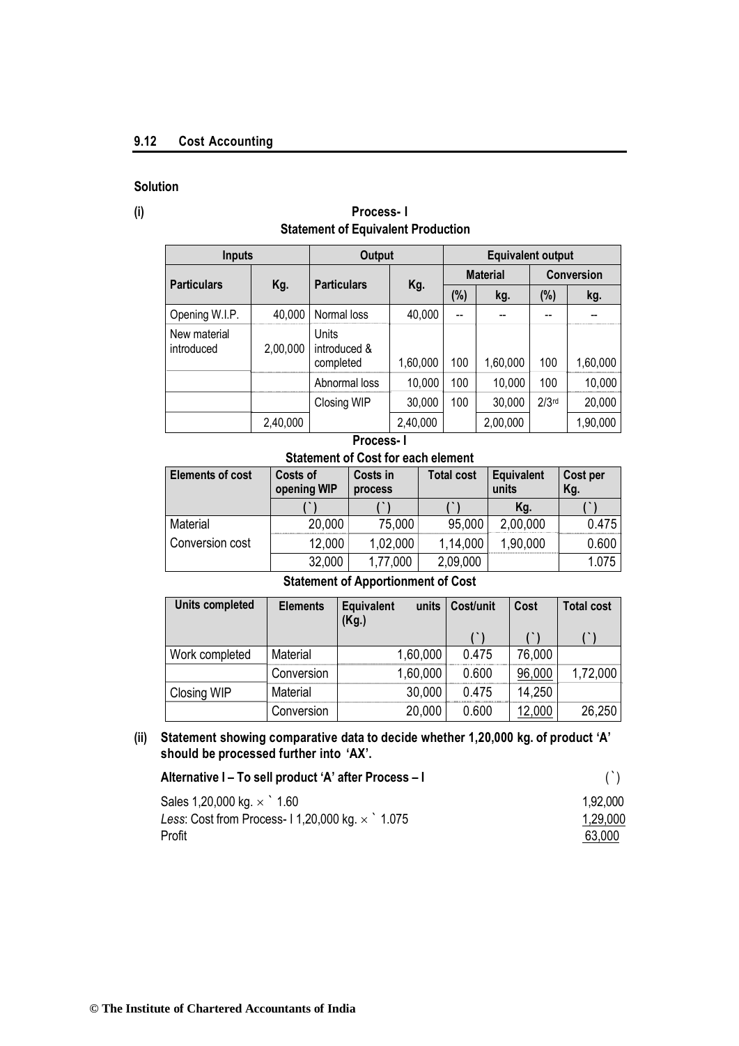**Solution**

**(i)**

**Process- I**

**Statement of Equivalent Production**

| Inputs | | Output | | Equivalent output | | | |
|---|---|---|---|---|---|---|---|
| Particulars | Kg. | Particulars | Kg. | Material | | Conversion | |
| | | | | (%) | kg. | (%) | kg. |
| Opening W.I.P. | 40,000 | Normal loss | 40,000 | -- | -- | -- | -- |
| New material introduced | 2,00,000 | Units introduced & completed | 1,60,000 | 100 | 1,60,000 | 100 | 1,60,000 |
| | | Abnormal loss | 10,000 | 100 | 10,000 | 100 | 10,000 |
| | | Closing WIP | 30,000 | 100 | 30,000 | 2/3rd | 20,000 |
| | 2,40,000 | | 2,40,000 | | 2,00,000 | | 1,90,000 |

**Process- I**

**Statement of Cost for each element**

| Elements of cost | Costs of opening WIP | Costs in process | Total cost | Equivalent units | Cost per Kg. |
|---|---|---|---|---|---|
| | (`) | (`) | (`) | Kg. | (`) |
| Material | 20,000 | 75,000 | 95,000 | 2,00,000 | 0.475 |
| Conversion cost | 12,000 | 1,02,000 | 1,14,000 | 1,90,000 | 0.600 |
| | 32,000 | 1,77,000 | 2,09,000 | | 1.075 |

**Statement of Apportionment of Cost**

| Units completed | Elements | Equivalent units (Kg.) | Cost/unit | Cost | Total cost |
|---|---|---|---|---|---|
| | | | (`) | (`) | (`) |
| Work completed | Material | 1,60,000 | 0.475 | 76,000 | |
| | Conversion | 1,60,000 | 0.600 | 96,000 | 1,72,000 |
| Closing WIP | Material | 30,000 | 0.475 | 14,250 | |
| | Conversion | 20,000 | 0.600 | 12,000 | 26,250 |

**(ii) Statement showing comparative data to decide whether 1,20,000 kg. of product 'A' should be processed further into 'AX'.**

| **Alternative I – To sell product 'A' after Process – I** | (`) |
|---|---|
| Sales 1,20,000 kg. × ` 1.60 | 1,92,000 |
| *Less*: Cost from Process- I 1,20,000 kg. × ` 1.075 | 1,29,000 |
| Profit | 63,000 |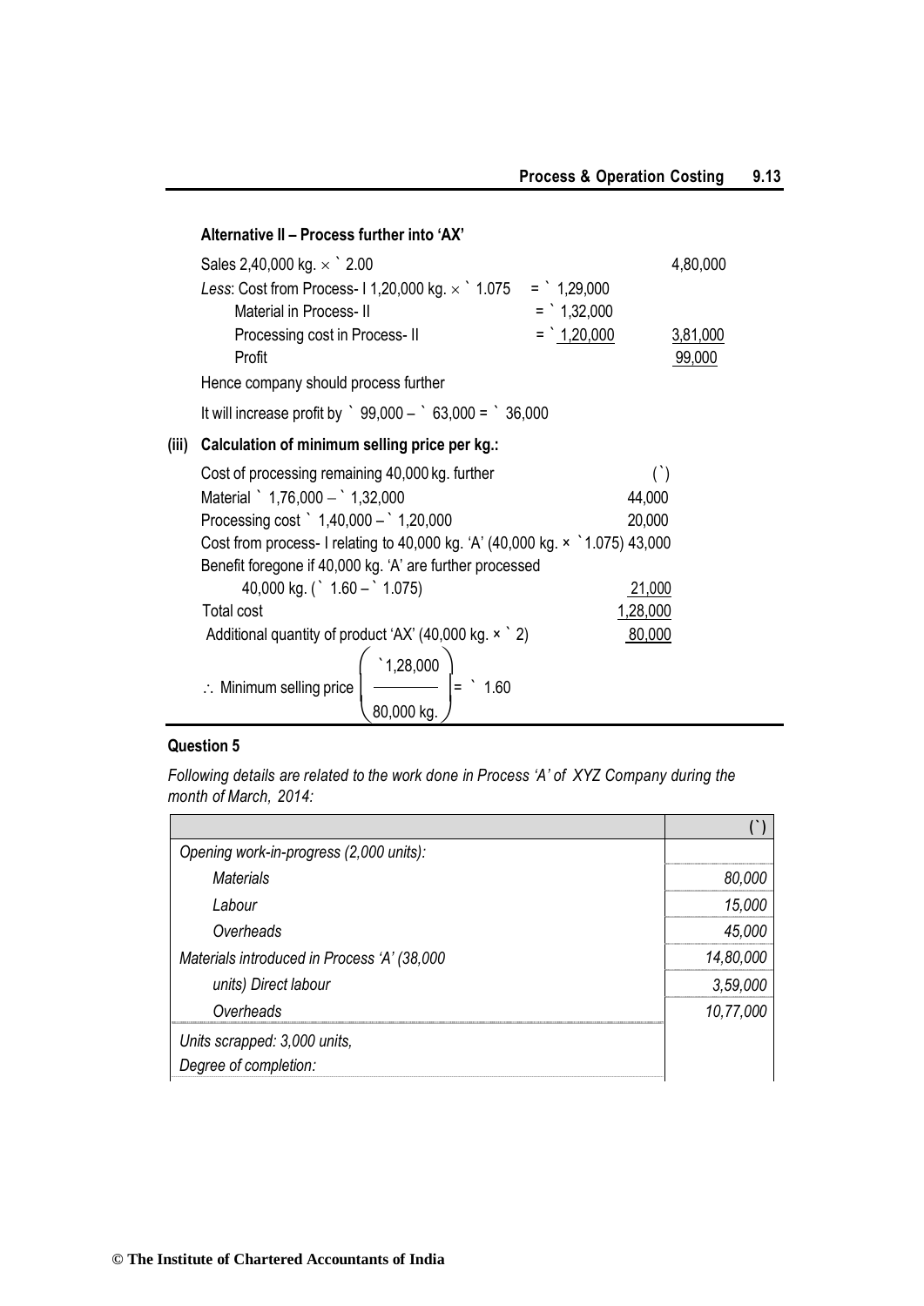**Alternative II – Process further into 'AX'**

| | | |
|---|---|---|
| Sales 2,40,000 kg. × ` 2.00 | | 4,80,000 |
| *Less*: Cost from Process- I 1,20,000 kg. × ` 1.075 | = ` 1,29,000 | |
| Material in Process- II | = ` 1,32,000 | |
| Processing cost in Process- II | = ` 1,20,000 | 3,81,000 |
| Profit | | 99,000 |

Hence company should process further

It will increase profit by ` 99,000 – ` 63,000 = ` 36,000

**(iii) Calculation of minimum selling price per kg.:**

| | (`) |
|---|---|
| Cost of processing remaining 40,000 kg. further | |
| Material ` 1,76,000 – ` 1,32,000 | 44,000 |
| Processing cost ` 1,40,000 – ` 1,20,000 | 20,000 |
| Cost from process- I relating to 40,000 kg. 'A' (40,000 kg. × `1.075) | 43,000 |
| Benefit foregone if 40,000 kg. 'A' are further processed 40,000 kg. (` 1.60 – ` 1.075) | 21,000 |
| Total cost | 1,28,000 |
| Additional quantity of product 'AX' (40,000 kg. × ` 2) | 80,000 |

$$\therefore \text{ Minimum selling price } \left( \frac{`1,28,000}{80,000 \text{ kg.}} \right) = `\ 1.60$$

**Question 5**

*Following details are related to the work done in Process 'A' of XYZ Company during the month of March, 2014:*

| | (`) |
|---|---|
| *Opening work-in-progress (2,000 units):* | |
| *Materials* | *80,000* |
| *Labour* | *15,000* |
| *Overheads* | *45,000* |
| *Materials introduced in Process 'A' (38,000* | *14,80,000* |
| *units) Direct labour* | *3,59,000* |
| *Overheads* | *10,77,000* |
| *Units scrapped: 3,000 units,* | |
| *Degree of completion:* | |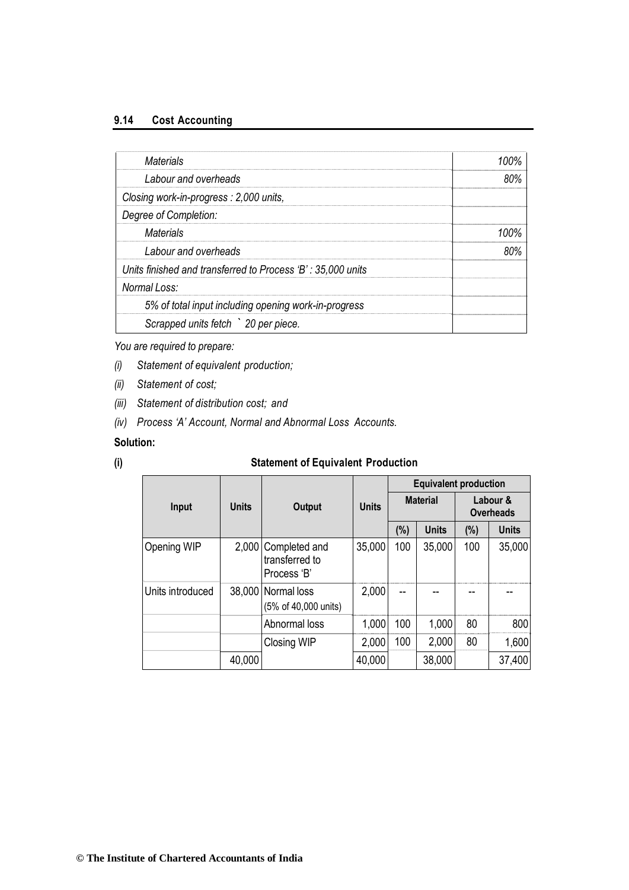| | |
|---|---|
| *Materials* | *100%* |
| *Labour and overheads* | *80%* |
| *Closing work-in-progress : 2,000 units,* | |
| *Degree of Completion:* | |
| *Materials* | *100%* |
| *Labour and overheads* | *80%* |
| *Units finished and transferred to Process 'B' : 35,000 units* | |
| *Normal Loss:* | |
| *5% of total input including opening work-in-progress* | |
| *Scrapped units fetch ` 20 per piece.* | |

*You are required to prepare:*

*(i) Statement of equivalent production;*

*(ii) Statement of cost;*

*(iii) Statement of distribution cost; and*

*(iv) Process 'A' Account, Normal and Abnormal Loss Accounts.*

**Solution:**

**(i) Statement of Equivalent Production**

| Input | Units | Output | Units | Equivalent production | | | |
|---|---|---|---|---|---|---|---|
| | | | | Material | | Labour & Overheads | |
| | | | | (%) | Units | (%) | Units |
| Opening WIP | 2,000 | Completed and transferred to Process 'B' | 35,000 | 100 | 35,000 | 100 | 35,000 |
| Units introduced | 38,000 | Normal loss (5% of 40,000 units) | 2,000 | -- | -- | -- | -- |
| | | Abnormal loss | 1,000 | 100 | 1,000 | 80 | 800 |
| | | Closing WIP | 2,000 | 100 | 2,000 | 80 | 1,600 |
| | 40,000 | | 40,000 | | 38,000 | | 37,400 |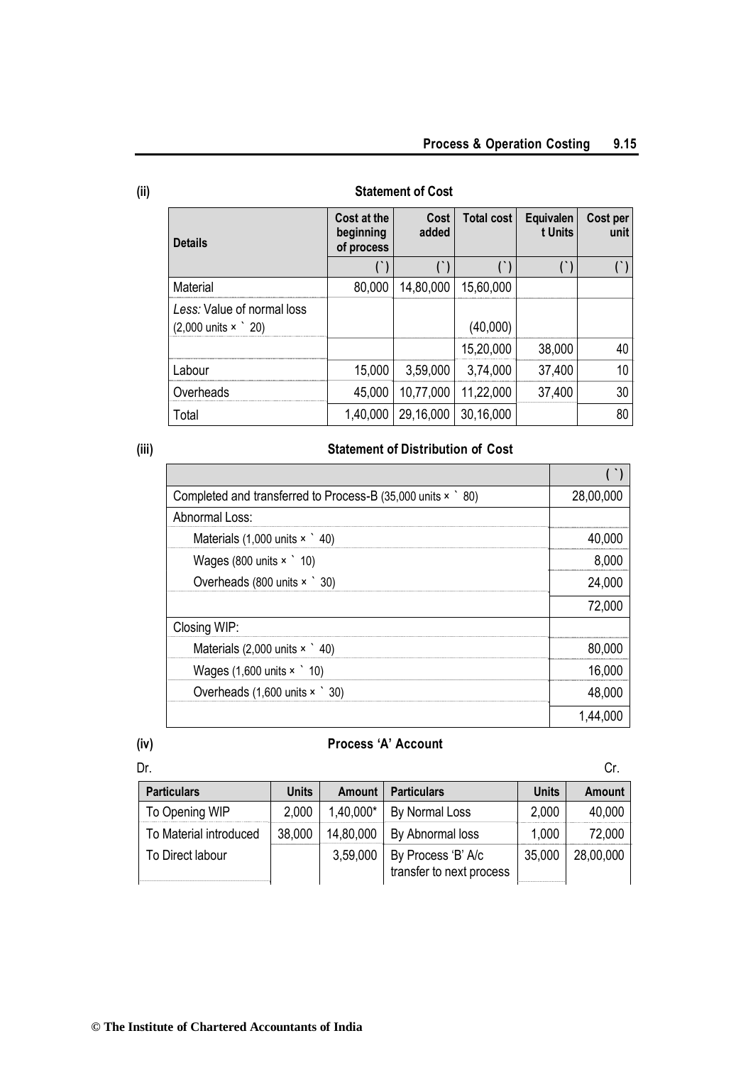(ii) **Statement of Cost**

| Details | Cost at the beginning of process | Cost added | Total cost | Equivalent Units | Cost per unit |
|---|---|---|---|---|---|
| | (`) | (`) | (`) | (`) | (`) |
| Material | 80,000 | 14,80,000 | 15,60,000 | | |
| *Less:* Value of normal loss (2,000 units × ` 20) | | | (40,000) | | |
| | | | 15,20,000 | 38,000 | 40 |
| Labour | 15,000 | 3,59,000 | 3,74,000 | 37,400 | 10 |
| Overheads | 45,000 | 10,77,000 | 11,22,000 | 37,400 | 30 |
| Total | 1,40,000 | 29,16,000 | 30,16,000 | | 80 |

(iii) **Statement of Distribution of Cost**

| | (`) |
|---|---|
| Completed and transferred to Process-B (35,000 units × ` 80) | 28,00,000 |
| Abnormal Loss: | |
| Materials (1,000 units × ` 40) | 40,000 |
| Wages (800 units × ` 10) | 8,000 |
| Overheads (800 units × ` 30) | 24,000 |
| | 72,000 |
| Closing WIP: | |
| Materials (2,000 units × ` 40) | 80,000 |
| Wages (1,600 units × ` 10) | 16,000 |
| Overheads (1,600 units × ` 30) | 48,000 |
| | 1,44,000 |

(iv) **Process 'A' Account**

Dr. Cr.

| Particulars | Units | Amount | Particulars | Units | Amount |
|---|---|---|---|---|---|
| To Opening WIP | 2,000 | 1,40,000* | By Normal Loss | 2,000 | 40,000 |
| To Material introduced | 38,000 | 14,80,000 | By Abnormal loss | 1,000 | 72,000 |
| To Direct labour | | 3,59,000 | By Process 'B' A/c transfer to next process | 35,000 | 28,00,000 |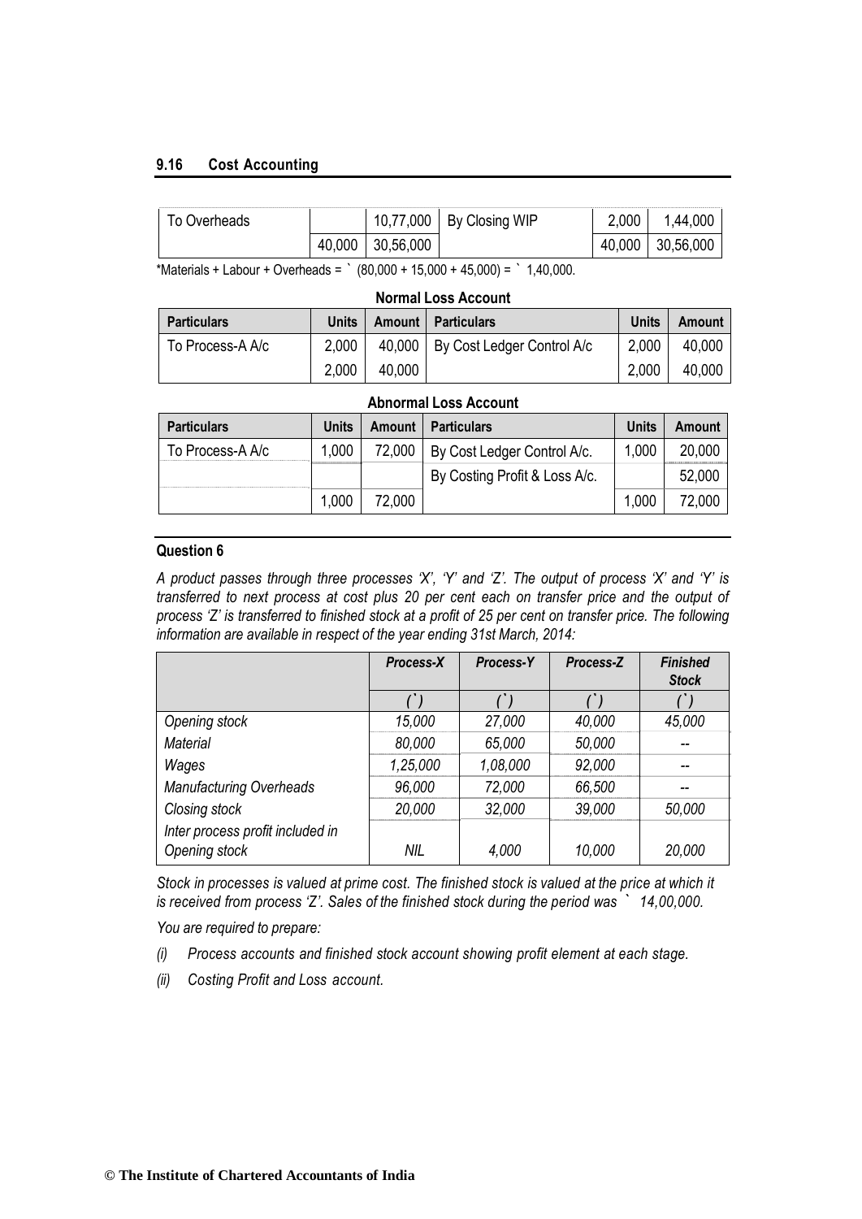| To Overheads | | 10,77,000 | By Closing WIP | 2,000 | 1,44,000 |
|---|---|---|---|---|---|
| | 40,000 | 30,56,000 | | 40,000 | 30,56,000 |

*Materials + Labour + Overheads = ` (80,000 + 15,000 + 45,000) = ` 1,40,000.

**Normal Loss Account**

| Particulars | Units | Amount | Particulars | Units | Amount |
|---|---|---|---|---|---|
| To Process-A A/c | 2,000 | 40,000 | By Cost Ledger Control A/c | 2,000 | 40,000 |
| | 2,000 | 40,000 | | 2,000 | 40,000 |

**Abnormal Loss Account**

| Particulars | Units | Amount | Particulars | Units | Amount |
|---|---|---|---|---|---|
| To Process-A A/c | 1,000 | 72,000 | By Cost Ledger Control A/c. | 1,000 | 20,000 |
| | | | By Costing Profit & Loss A/c. | | 52,000 |
| | 1,000 | 72,000 | | 1,000 | 72,000 |

## Question 6

*A product passes through three processes 'X', 'Y' and 'Z'. The output of process 'X' and 'Y' is transferred to next process at cost plus 20 per cent each on transfer price and the output of process 'Z' is transferred to finished stock at a profit of 25 per cent on transfer price. The following information are available in respect of the year ending 31st March, 2014:*

| | *Process-X* | *Process-Y* | *Process-Z* | *Finished Stock* |
|---|---|---|---|---|
| | *(`)* | *(`)* | *(`)* | *(`)* |
| *Opening stock* | *15,000* | *27,000* | *40,000* | *45,000* |
| *Material* | *80,000* | *65,000* | *50,000* | -- |
| *Wages* | *1,25,000* | *1,08,000* | *92,000* | -- |
| *Manufacturing Overheads* | *96,000* | *72,000* | *66,500* | -- |
| *Closing stock* | *20,000* | *32,000* | *39,000* | *50,000* |
| *Inter process profit included in Opening stock* | *NIL* | *4,000* | *10,000* | *20,000* |

*Stock in processes is valued at prime cost. The finished stock is valued at the price at which it is received from process 'Z'. Sales of the finished stock during the period was ` 14,00,000.*

*You are required to prepare:*

*(i) Process accounts and finished stock account showing profit element at each stage.*

*(ii) Costing Profit and Loss account.*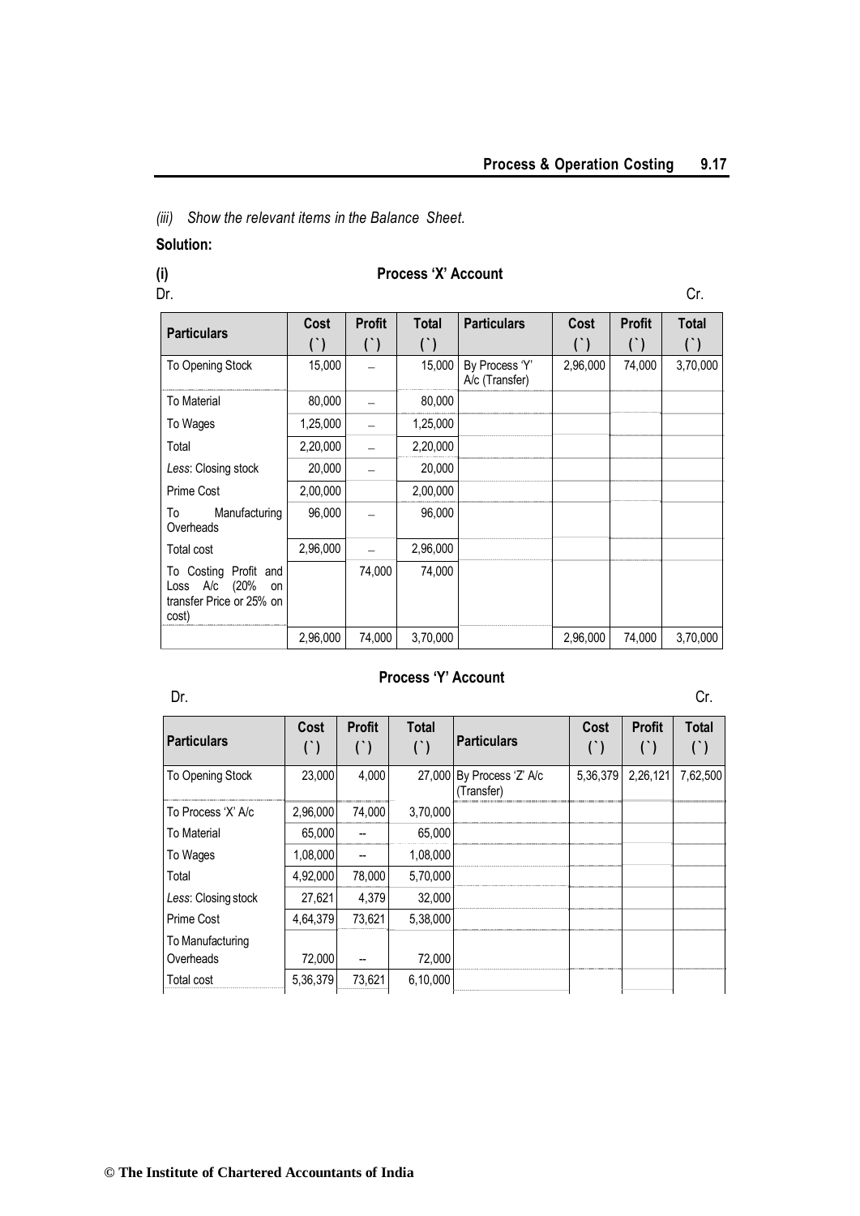*(iii) Show the relevant items in the Balance Sheet.*

**Solution:**

**(i)** **Process 'X' Account**

Dr. Cr.

| Particulars | Cost (`) | Profit (`) | Total (`) | Particulars | Cost (`) | Profit (`) | Total (`) |
|---|---|---|---|---|---|---|---|
| To Opening Stock | 15,000 | – | 15,000 | By Process 'Y' A/c (Transfer) | 2,96,000 | 74,000 | 3,70,000 |
| To Material | 80,000 | – | 80,000 | | | | |
| To Wages | 1,25,000 | – | 1,25,000 | | | | |
| Total | 2,20,000 | – | 2,20,000 | | | | |
| *Less*: Closing stock | 20,000 | – | 20,000 | | | | |
| Prime Cost | 2,00,000 | | 2,00,000 | | | | |
| To Manufacturing Overheads | 96,000 | – | 96,000 | | | | |
| Total cost | 2,96,000 | – | 2,96,000 | | | | |
| To Costing Profit and Loss A/c (20% on transfer Price or 25% on cost) | | 74,000 | 74,000 | | | | |
| | 2,96,000 | 74,000 | 3,70,000 | | 2,96,000 | 74,000 | 3,70,000 |

**Process 'Y' Account**

Dr. Cr.

| Particulars | Cost (`) | Profit (`) | Total (`) | Particulars | Cost (`) | Profit (`) | Total (`) |
|---|---|---|---|---|---|---|---|
| To Opening Stock | 23,000 | 4,000 | 27,000 | By Process 'Z' A/c (Transfer) | 5,36,379 | 2,26,121 | 7,62,500 |
| To Process 'X' A/c | 2,96,000 | 74,000 | 3,70,000 | | | | |
| To Material | 65,000 | -- | 65,000 | | | | |
| To Wages | 1,08,000 | -- | 1,08,000 | | | | |
| Total | 4,92,000 | 78,000 | 5,70,000 | | | | |
| *Less*: Closing stock | 27,621 | 4,379 | 32,000 | | | | |
| Prime Cost | 4,64,379 | 73,621 | 5,38,000 | | | | |
| To Manufacturing Overheads | 72,000 | -- | 72,000 | | | | |
| Total cost | 5,36,379 | 73,621 | 6,10,000 | | | | |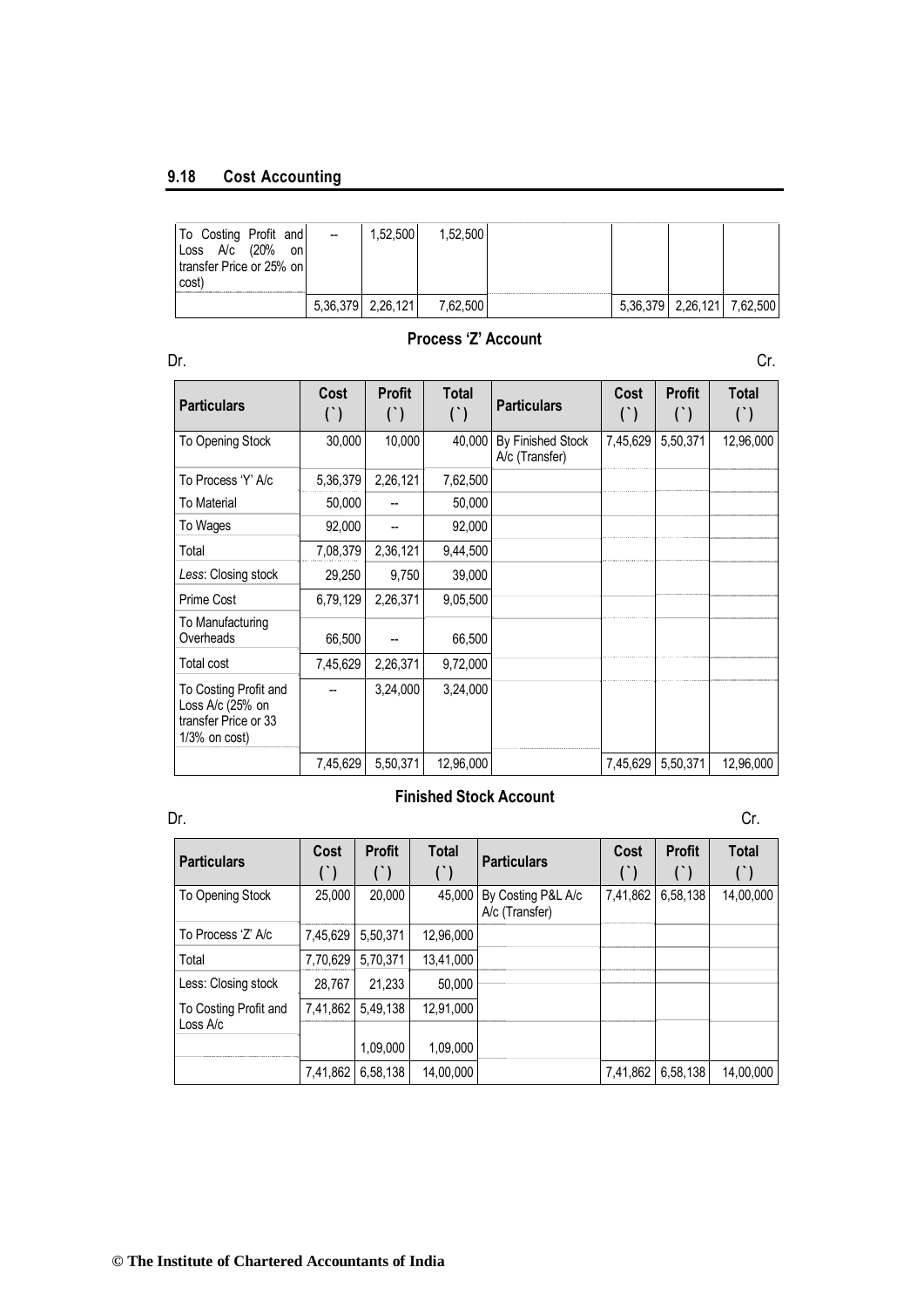| | | | | | | | |
|---|---|---|---|---|---|---|---|
| To Costing Profit and Loss A/c (20% on transfer Price or 25% on cost) | -- | 1,52,500 | 1,52,500 | | | | |
| | 5,36,379 | 2,26,121 | 7,62,500 | | 5,36,379 | 2,26,121 | 7,62,500 |

**Process 'Z' Account**

Dr. Cr.

| Particulars | Cost (`) | Profit (`) | Total (`) | Particulars | Cost (`) | Profit (`) | Total (`) |
|---|---|---|---|---|---|---|---|
| To Opening Stock | 30,000 | 10,000 | 40,000 | By Finished Stock A/c (Transfer) | 7,45,629 | 5,50,371 | 12,96,000 |
| To Process 'Y' A/c | 5,36,379 | 2,26,121 | 7,62,500 | | | | |
| To Material | 50,000 | -- | 50,000 | | | | |
| To Wages | 92,000 | -- | 92,000 | | | | |
| Total | 7,08,379 | 2,36,121 | 9,44,500 | | | | |
| *Less*: Closing stock | 29,250 | 9,750 | 39,000 | | | | |
| Prime Cost | 6,79,129 | 2,26,371 | 9,05,500 | | | | |
| To Manufacturing Overheads | 66,500 | -- | 66,500 | | | | |
| Total cost | 7,45,629 | 2,26,371 | 9,72,000 | | | | |
| To Costing Profit and Loss A/c (25% on transfer Price or 33 1/3% on cost) | -- | 3,24,000 | 3,24,000 | | | | |
| | 7,45,629 | 5,50,371 | 12,96,000 | | 7,45,629 | 5,50,371 | 12,96,000 |

**Finished Stock Account**

Dr. Cr.

| Particulars | Cost (`) | Profit (`) | Total (`) | Particulars | Cost (`) | Profit (`) | Total (`) |
|---|---|---|---|---|---|---|---|
| To Opening Stock | 25,000 | 20,000 | 45,000 | By Costing P&L A/c A/c (Transfer) | 7,41,862 | 6,58,138 | 14,00,000 |
| To Process 'Z' A/c | 7,45,629 | 5,50,371 | 12,96,000 | | | | |
| Total | 7,70,629 | 5,70,371 | 13,41,000 | | | | |
| Less: Closing stock | 28,767 | 21,233 | 50,000 | | | | |
| To Costing Profit and Loss A/c | 7,41,862 | 5,49,138 | 12,91,000 | | | | |
| | | 1,09,000 | 1,09,000 | | | | |
| | 7,41,862 | 6,58,138 | 14,00,000 | | 7,41,862 | 6,58,138 | 14,00,000 |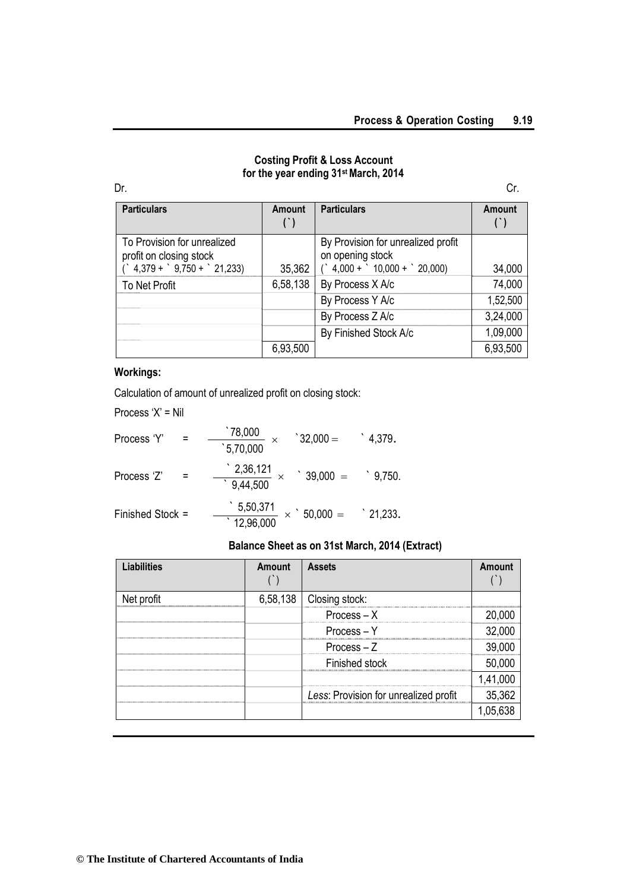### Costing Profit & Loss Account
### for the year ending 31st March, 2014

Dr. Cr.

| Particulars | Amount (`) | Particulars | Amount (`) |
|---|---|---|---|
| To Provision for unrealized profit on closing stock (` 4,379 + ` 9,750 + ` 21,233) | 35,362 | By Provision for unrealized profit on opening stock (` 4,000 + ` 10,000 + ` 20,000) | 34,000 |
| To Net Profit | 6,58,138 | By Process X A/c | 74,000 |
| | | By Process Y A/c | 1,52,500 |
| | | By Process Z A/c | 3,24,000 |
| | | By Finished Stock A/c | 1,09,000 |
| | 6,93,500 | | 6,93,500 |

**Workings:**

Calculation of amount of unrealized profit on closing stock:

Process 'X' = Nil

Process 'Y' $= \dfrac{\text{`}78{,}000}{\text{`}5{,}70{,}000} \times \text{`}32{,}000 = \text{`}\ 4{,}379.$

Process 'Z' $= \dfrac{\text{`}\ 2{,}36{,}121}{\text{`}\ 9{,}44{,}500} \times \text{`}\ 39{,}000 = \text{`}\ 9{,}750.$

Finished Stock $= \dfrac{\text{`}\ 5{,}50{,}371}{\text{`}\ 12{,}96{,}000} \times \text{`}\ 50{,}000 = \text{`}\ 21{,}233.$

### Balance Sheet as on 31st March, 2014 (Extract)

| Liabilities | Amount (`) | Assets | Amount (`) |
|---|---|---|---|
| Net profit | 6,58,138 | Closing stock: | |
| | | Process – X | 20,000 |
| | | Process – Y | 32,000 |
| | | Process – Z | 39,000 |
| | | Finished stock | 50,000 |
| | | | 1,41,000 |
| | | *Less*: Provision for unrealized profit | 35,362 |
| | | | 1,05,638 |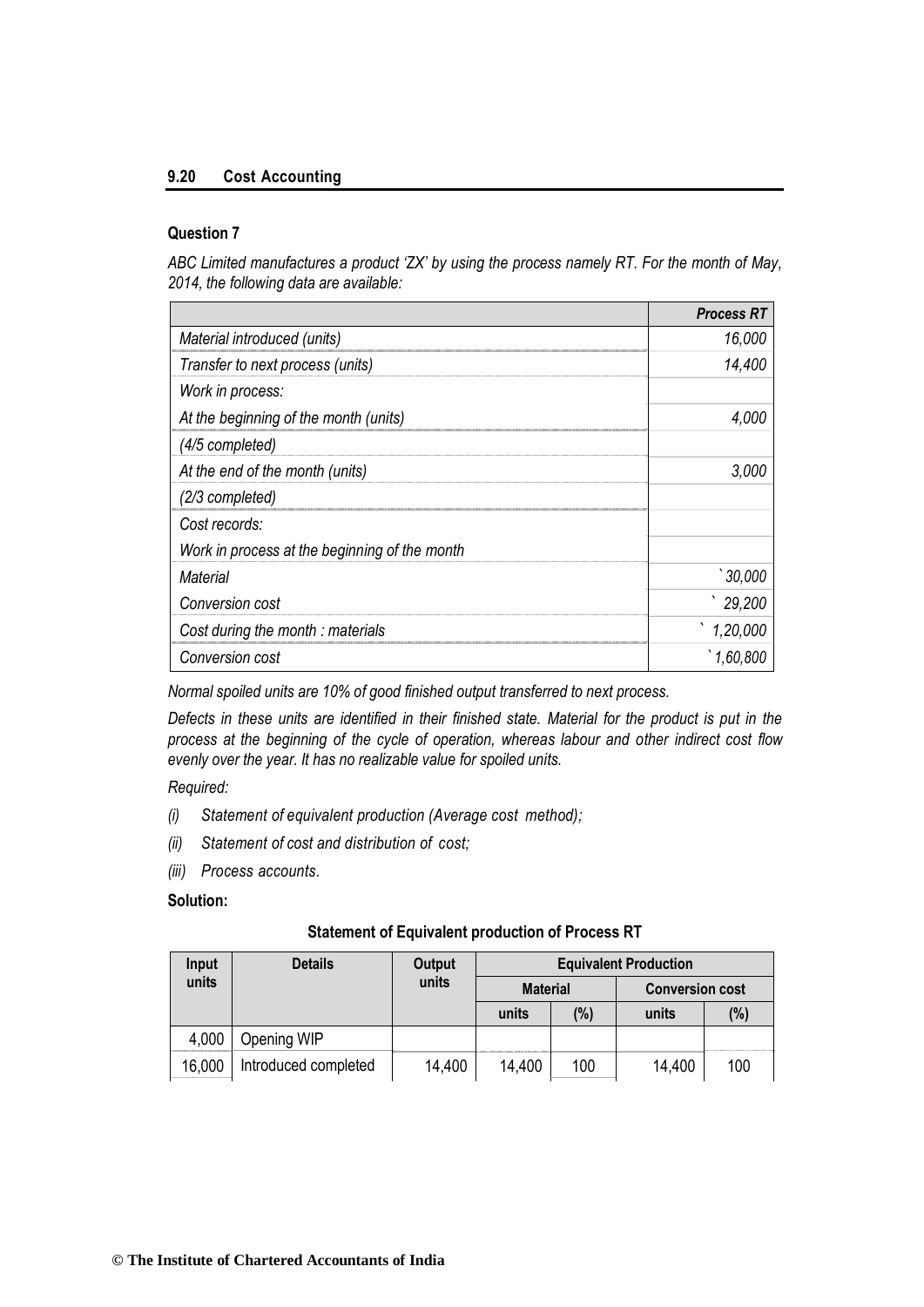### Question 7

*ABC Limited manufactures a product 'ZX' by using the process namely RT. For the month of May, 2014, the following data are available:*

| | *Process RT* |
|---|---|
| *Material introduced (units)* | *16,000* |
| *Transfer to next process (units)* | *14,400* |
| *Work in process:* | |
| *At the beginning of the month (units)* | *4,000* |
| *(4/5 completed)* | |
| *At the end of the month (units)* | *3,000* |
| *(2/3 completed)* | |
| *Cost records:* | |
| *Work in process at the beginning of the month* | |
| *Material* | *` 30,000* |
| *Conversion cost* | *` 29,200* |
| *Cost during the month : materials* | *` 1,20,000* |
| *Conversion cost* | *` 1,60,800* |

*Normal spoiled units are 10% of good finished output transferred to next process.*

*Defects in these units are identified in their finished state. Material for the product is put in the process at the beginning of the cycle of operation, whereas labour and other indirect cost flow evenly over the year. It has no realizable value for spoiled units.*

*Required:*

*(i) Statement of equivalent production (Average cost method);*

*(ii) Statement of cost and distribution of cost;*

*(iii) Process accounts.*

**Solution:**

**Statement of Equivalent production of Process RT**

| Input units | Details | Output units | Equivalent Production | | | |
|---|---|---|---|---|---|---|
| | | | Material | | Conversion cost | |
| | | | units | (%) | units | (%) |
| 4,000 | Opening WIP | | | | | |
| 16,000 | Introduced completed | 14,400 | 14,400 | 100 | 14,400 | 100 |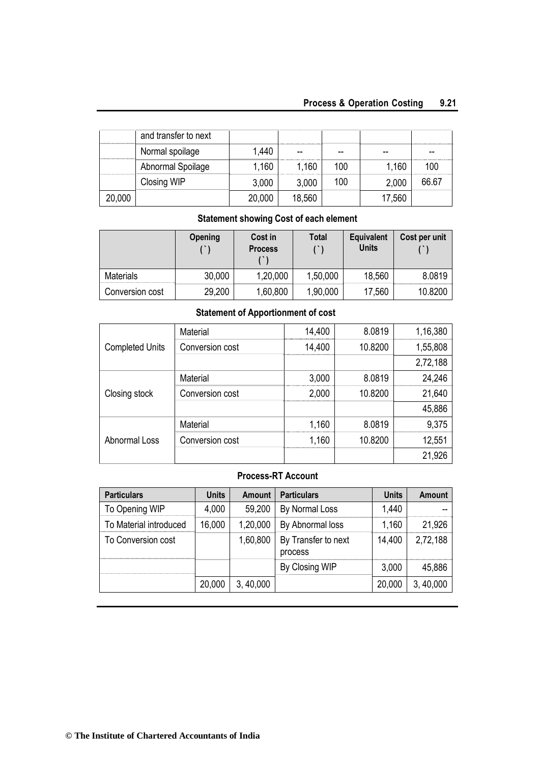|  | and transfer to next |  |  |  |  |  |
|---|---|---|---|---|---|---|
|  | Normal spoilage | 1,440 | -- | -- | -- | -- |
|  | Abnormal Spoilage | 1,160 | 1,160 | 100 | 1,160 | 100 |
|  | Closing WIP | 3,000 | 3,000 | 100 | 2,000 | 66.67 |
| 20,000 |  | 20,000 | 18,560 |  | 17,560 |  |

**Statement showing Cost of each element**

|  | Opening (`) | Cost in Process (`) | Total (`) | Equivalent Units | Cost per unit (`) |
|---|---|---|---|---|---|
| Materials | 30,000 | 1,20,000 | 1,50,000 | 18,560 | 8.0819 |
| Conversion cost | 29,200 | 1,60,800 | 1,90,000 | 17,560 | 10.8200 |

**Statement of Apportionment of cost**

| | | | | |
|---|---|---|---|---|
| Completed Units | Material | 14,400 | 8.0819 | 1,16,380 |
|  | Conversion cost | 14,400 | 10.8200 | 1,55,808 |
|  |  |  |  | 2,72,188 |
| Closing stock | Material | 3,000 | 8.0819 | 24,246 |
|  | Conversion cost | 2,000 | 10.8200 | 21,640 |
|  |  |  |  | 45,886 |
| Abnormal Loss | Material | 1,160 | 8.0819 | 9,375 |
|  | Conversion cost | 1,160 | 10.8200 | 12,551 |
|  |  |  |  | 21,926 |

**Process-RT Account**

| Particulars | Units | Amount | Particulars | Units | Amount |
|---|---|---|---|---|---|
| To Opening WIP | 4,000 | 59,200 | By Normal Loss | 1,440 | -- |
| To Material introduced | 16,000 | 1,20,000 | By Abnormal loss | 1,160 | 21,926 |
| To Conversion cost |  | 1,60,800 | By Transfer to next process | 14,400 | 2,72,188 |
|  |  |  | By Closing WIP | 3,000 | 45,886 |
|  | 20,000 | 3, 40,000 |  | 20,000 | 3, 40,000 |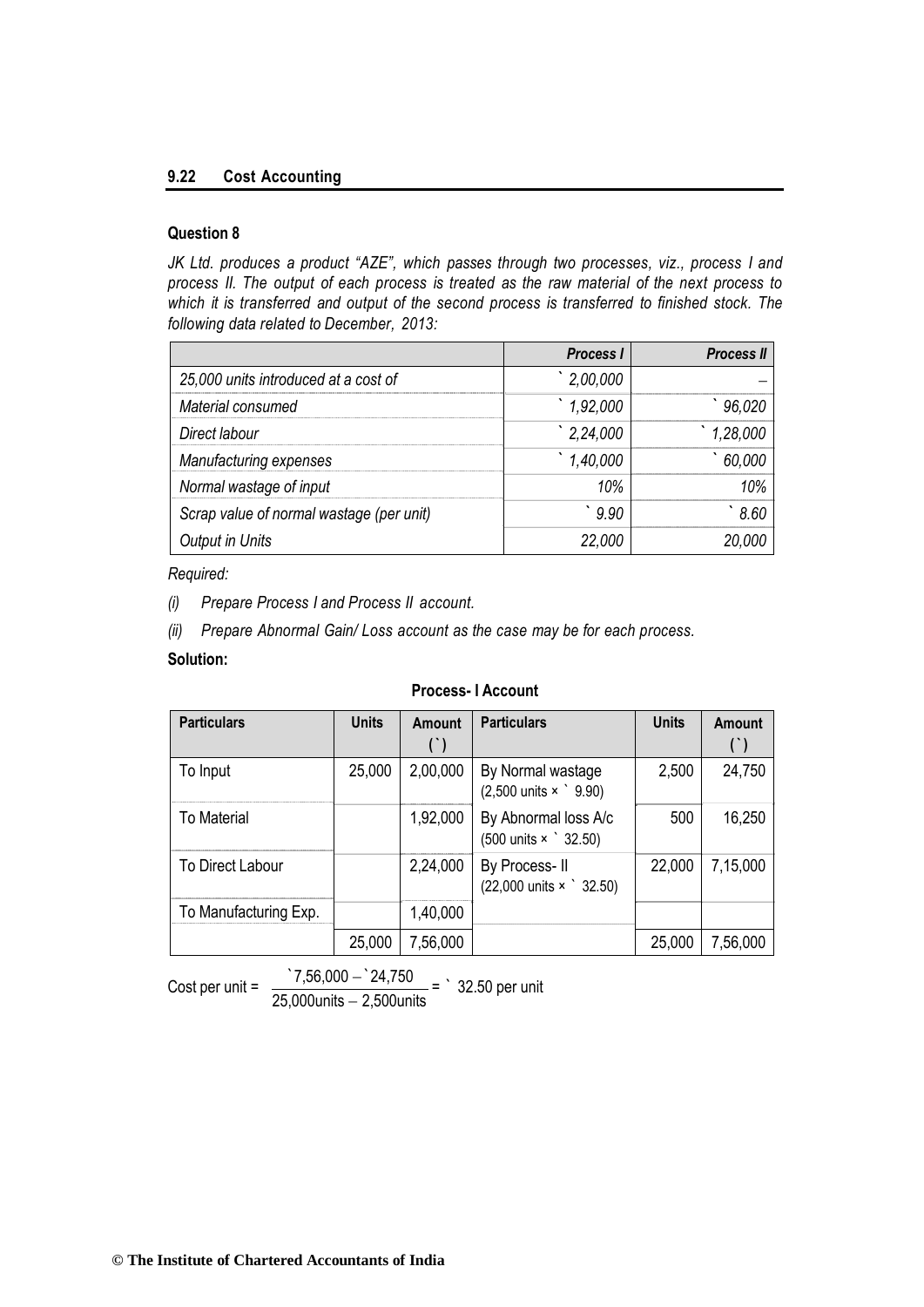## Question 8

*JK Ltd. produces a product "AZE", which passes through two processes, viz., process I and process II. The output of each process is treated as the raw material of the next process to which it is transferred and output of the second process is transferred to finished stock. The following data related to December, 2013:*

| | *Process I* | *Process II* |
|---|---|---|
| *25,000 units introduced at a cost of* | ` *2,00,000* | – |
| *Material consumed* | ` *1,92,000* | ` *96,020* |
| *Direct labour* | ` *2,24,000* | ` *1,28,000* |
| *Manufacturing expenses* | ` *1,40,000* | ` *60,000* |
| *Normal wastage of input* | *10%* | *10%* |
| *Scrap value of normal wastage (per unit)* | ` *9.90* | ` *8.60* |
| *Output in Units* | *22,000* | *20,000* |

*Required:*

*(i) Prepare Process I and Process II account.*

*(ii) Prepare Abnormal Gain/ Loss account as the case may be for each process.*

**Solution:**

**Process- I Account**

| Particulars | Units | Amount (`) | Particulars | Units | Amount (`) |
|---|---|---|---|---|---|
| To Input | 25,000 | 2,00,000 | By Normal wastage (2,500 units × ` 9.90) | 2,500 | 24,750 |
| To Material | | 1,92,000 | By Abnormal loss A/c (500 units × ` 32.50) | 500 | 16,250 |
| To Direct Labour | | 2,24,000 | By Process- II (22,000 units × ` 32.50) | 22,000 | 7,15,000 |
| To Manufacturing Exp. | | 1,40,000 | | | |
| | 25,000 | 7,56,000 | | 25,000 | 7,56,000 |

$$\text{Cost per unit} = \frac{`7,56,000 - `24,750}{25,000\text{units} - 2,500\text{units}} = `\ 32.50 \text{ per unit}$$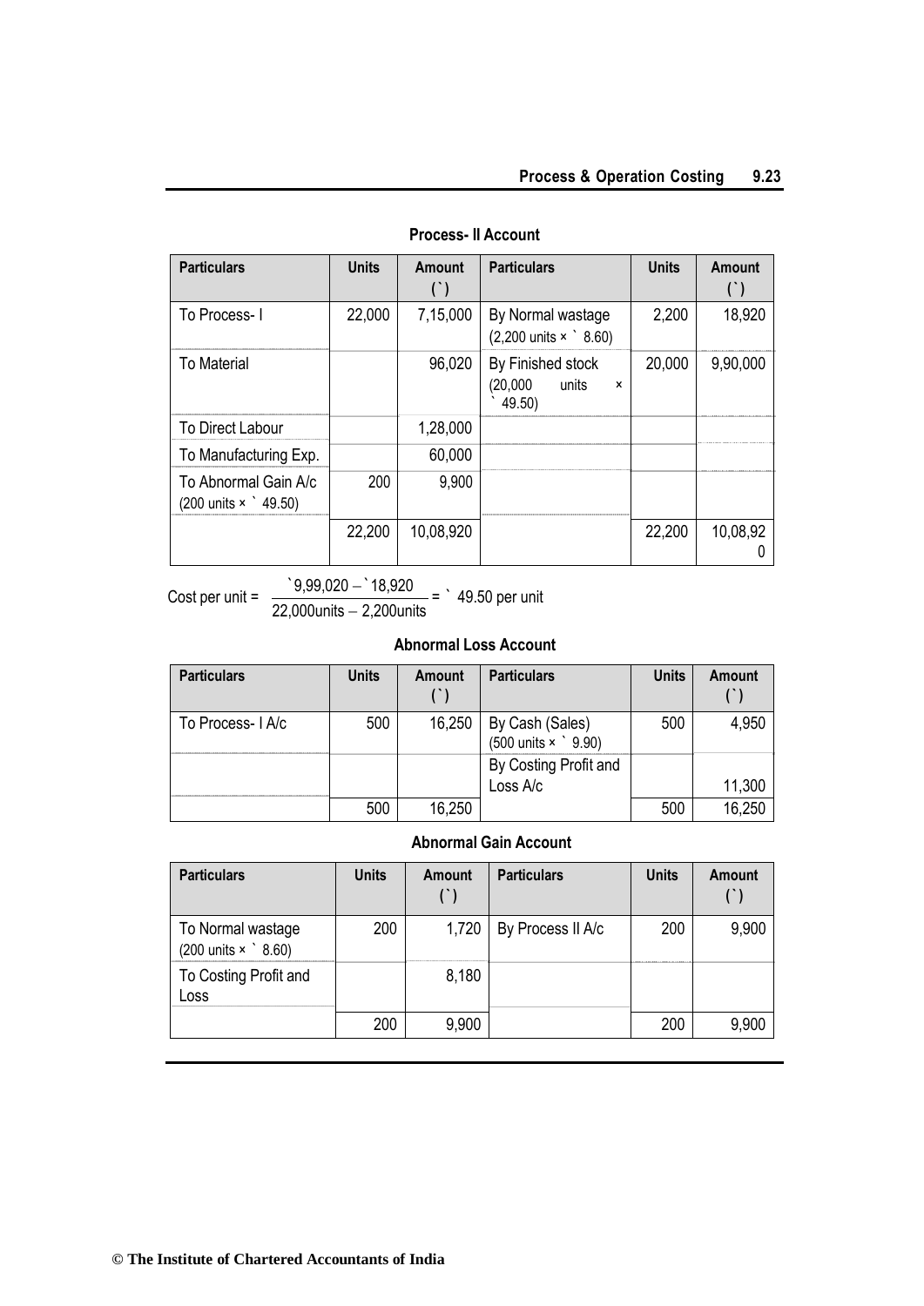**Process- II Account**

| Particulars | Units | Amount (`) | Particulars | Units | Amount (`) |
|---|---|---|---|---|---|
| To Process- I | 22,000 | 7,15,000 | By Normal wastage (2,200 units × ` 8.60) | 2,200 | 18,920 |
| To Material | | 96,020 | By Finished stock (20,000 units × ` 49.50) | 20,000 | 9,90,000 |
| To Direct Labour | | 1,28,000 | | | |
| To Manufacturing Exp. | | 60,000 | | | |
| To Abnormal Gain A/c (200 units × ` 49.50) | 200 | 9,900 | | | |
| | 22,200 | 10,08,920 | | 22,200 | 10,08,920 |

Cost per unit = $\frac{`9,99,020 - `18,920}{22,000\text{units} - 2,200\text{units}}$ = ` 49.50 per unit

**Abnormal Loss Account**

| Particulars | Units | Amount (`) | Particulars | Units | Amount (`) |
|---|---|---|---|---|---|
| To Process- I A/c | 500 | 16,250 | By Cash (Sales) (500 units × ` 9.90) | 500 | 4,950 |
| | | | By Costing Profit and Loss A/c | | 11,300 |
| | 500 | 16,250 | | 500 | 16,250 |

**Abnormal Gain Account**

| Particulars | Units | Amount (`) | Particulars | Units | Amount (`) |
|---|---|---|---|---|---|
| To Normal wastage (200 units × ` 8.60) | 200 | 1,720 | By Process II A/c | 200 | 9,900 |
| To Costing Profit and Loss | | 8,180 | | | |
| | 200 | 9,900 | | 200 | 9,900 |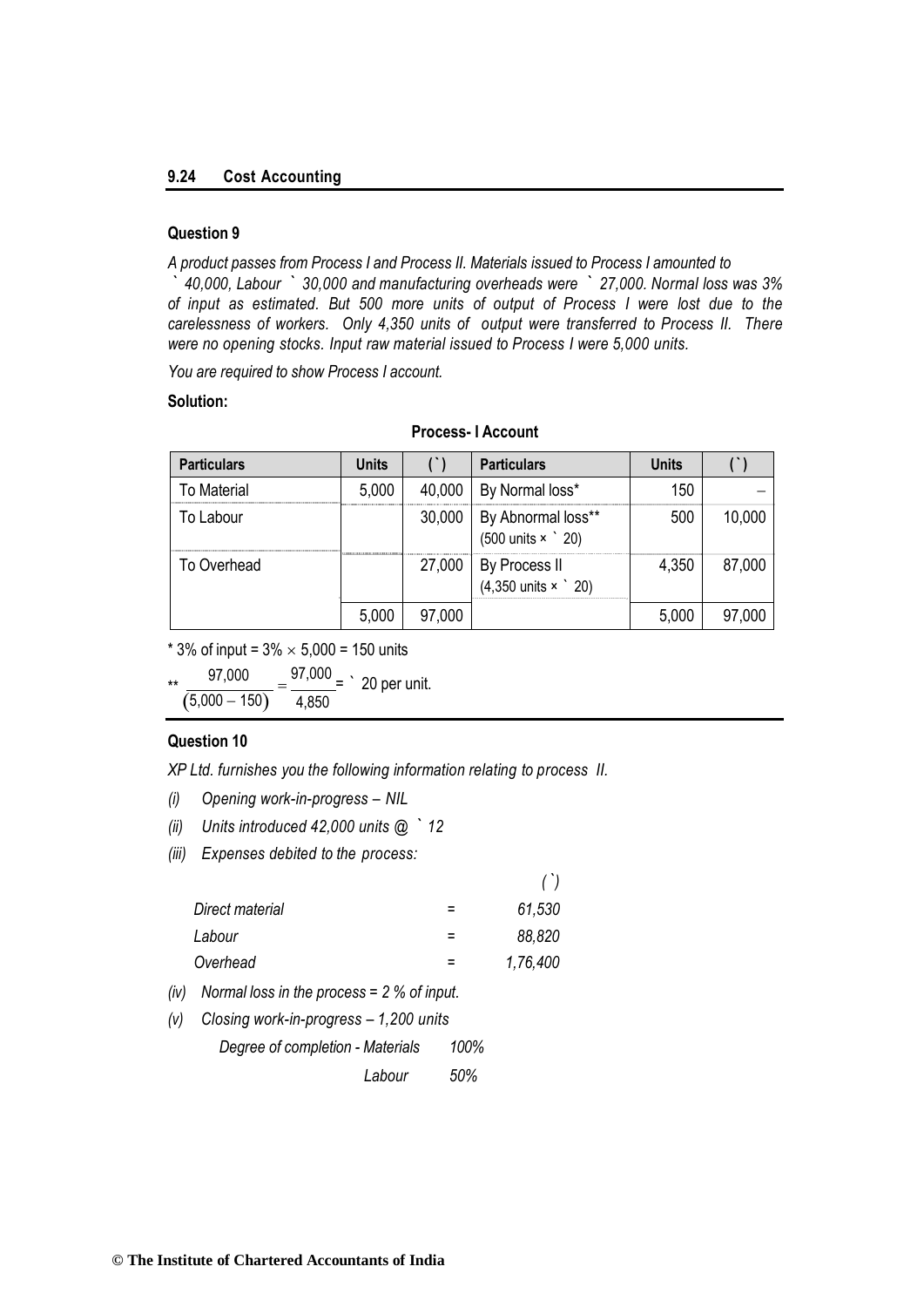### Question 9

*A product passes from Process I and Process II. Materials issued to Process I amounted to ` 40,000, Labour ` 30,000 and manufacturing overheads were ` 27,000. Normal loss was 3% of input as estimated. But 500 more units of output of Process I were lost due to the carelessness of workers. Only 4,350 units of output were transferred to Process II. There were no opening stocks. Input raw material issued to Process I were 5,000 units.*

*You are required to show Process I account.*

**Solution:**

**Process- I Account**

| Particulars | Units | (`) | Particulars | Units | (`) |
|---|---|---|---|---|---|
| To Material | 5,000 | 40,000 | By Normal loss* | 150 | – |
| To Labour | | 30,000 | By Abnormal loss** (500 units × ` 20) | 500 | 10,000 |
| To Overhead | | 27,000 | By Process II (4,350 units × ` 20) | 4,350 | 87,000 |
| | 5,000 | 97,000 | | 5,000 | 97,000 |

* 3% of input = 3% $\times$ 5,000 = 150 units

** $\frac{97,000}{(5,000 - 150)} = \frac{97,000}{4,850}$ = ` 20 per unit.

### Question 10

*XP Ltd. furnishes you the following information relating to process II.*

*(i) Opening work-in-progress – NIL*

*(ii) Units introduced 42,000 units @ ` 12*

*(iii) Expenses debited to the process:*

| | | (`) |
|---|---|---|
| *Direct material* | = | *61,530* |
| *Labour* | = | *88,820* |
| *Overhead* | = | *1,76,400* |

*(iv) Normal loss in the process = 2 % of input.*

*(v) Closing work-in-progress – 1,200 units*

| | |
|---|---|
| *Degree of completion - Materials* | *100%* |
| *Labour* | *50%* |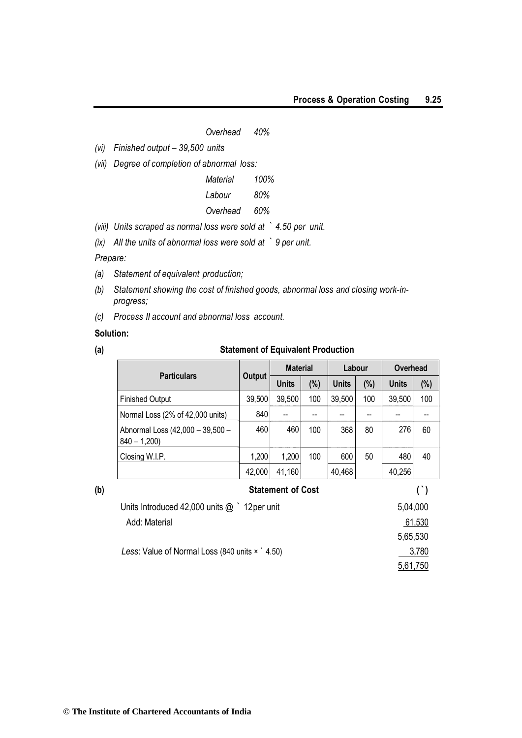*Overhead 40%*

*(vi) Finished output – 39,500 units*

*(vii) Degree of completion of abnormal loss:*

| | |
|---|---|
| *Material* | *100%* |
| *Labour* | *80%* |
| *Overhead* | *60%* |

*(viii) Units scraped as normal loss were sold at ` 4.50 per unit.*

*(ix) All the units of abnormal loss were sold at ` 9 per unit.*

*Prepare:*

*(a) Statement of equivalent production;*

*(b) Statement showing the cost of finished goods, abnormal loss and closing work-in-progress;*

*(c) Process II account and abnormal loss account.*

**Solution:**

**(a) Statement of Equivalent Production**

| Particulars | Output | Material | | Labour | | Overhead | |
|---|---|---|---|---|---|---|---|
| | | Units | (%) | Units | (%) | Units | (%) |
| Finished Output | 39,500 | 39,500 | 100 | 39,500 | 100 | 39,500 | 100 |
| Normal Loss (2% of 42,000 units) | 840 | -- | -- | -- | -- | -- | -- |
| Abnormal Loss (42,000 – 39,500 – 840 – 1,200) | 460 | 460 | 100 | 368 | 80 | 276 | 60 |
| Closing W.I.P. | 1,200 | 1,200 | 100 | 600 | 50 | 480 | 40 |
| | 42,000 | 41,160 | | 40,468 | | 40,256 | |

**(b) Statement of Cost**

| | (`) |
|---|---|
| Units Introduced 42,000 units @ ` 12per unit | 5,04,000 |
| Add: Material | 61,530 |
| | 5,65,530 |
| *Less*: Value of Normal Loss (840 units × ` 4.50) | 3,780 |
| | 5,61,750 |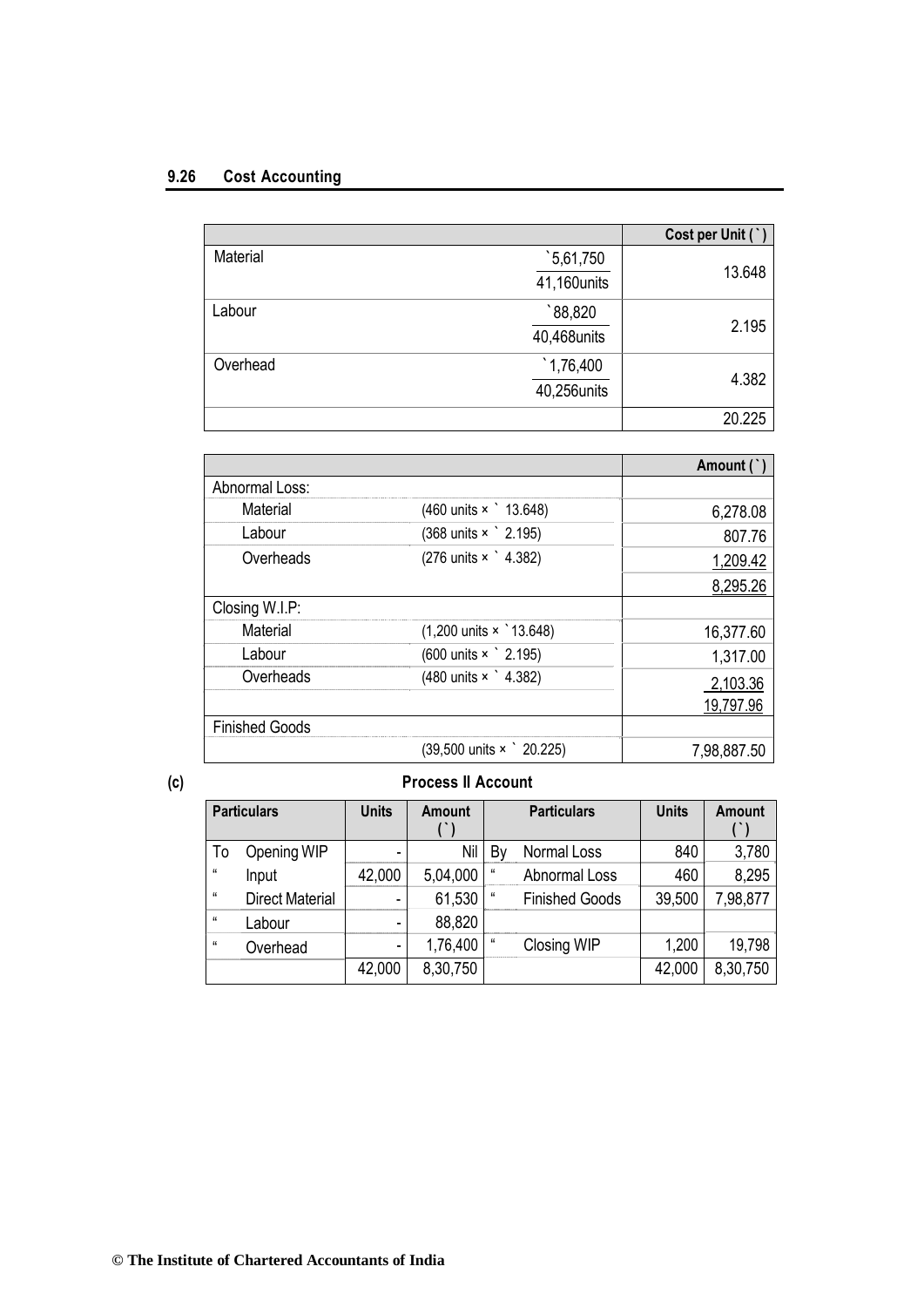| | | Cost per Unit (`) |
|---|---|---|
| Material | $\frac{`5,61,750}{41,160 \text{units}}$ | 13.648 |
| Labour | $\frac{`88,820}{40,468 \text{units}}$ | 2.195 |
| Overhead | $\frac{`1,76,400}{40,256 \text{units}}$ | 4.382 |
| | | 20.225 |

| | | Amount (`) |
|---|---|---|
| Abnormal Loss: | | |
| Material | (460 units × ` 13.648) | 6,278.08 |
| Labour | (368 units × ` 2.195) | 807.76 |
| Overheads | (276 units × ` 4.382) | 1,209.42 |
| | | 8,295.26 |
| Closing W.I.P: | | |
| Material | (1,200 units × `13.648) | 16,377.60 |
| Labour | (600 units × ` 2.195) | 1,317.00 |
| Overheads | (480 units × ` 4.382) | 2,103.36 |
| | | 19,797.96 |
| Finished Goods | | |
| | (39,500 units × ` 20.225) | 7,98,887.50 |

(c) **Process II Account**

| Particulars | | Units | Amount (`) | Particulars | | Units | Amount (`) |
|---|---|---|---|---|---|---|---|
| To | Opening WIP | - | Nil | By | Normal Loss | 840 | 3,780 |
| " | Input | 42,000 | 5,04,000 | " | Abnormal Loss | 460 | 8,295 |
| " | Direct Material | - | 61,530 | " | Finished Goods | 39,500 | 7,98,877 |
| " | Labour | - | 88,820 | | | | |
| " | Overhead | - | 1,76,400 | " | Closing WIP | 1,200 | 19,798 |
| | | 42,000 | 8,30,750 | | | 42,000 | 8,30,750 |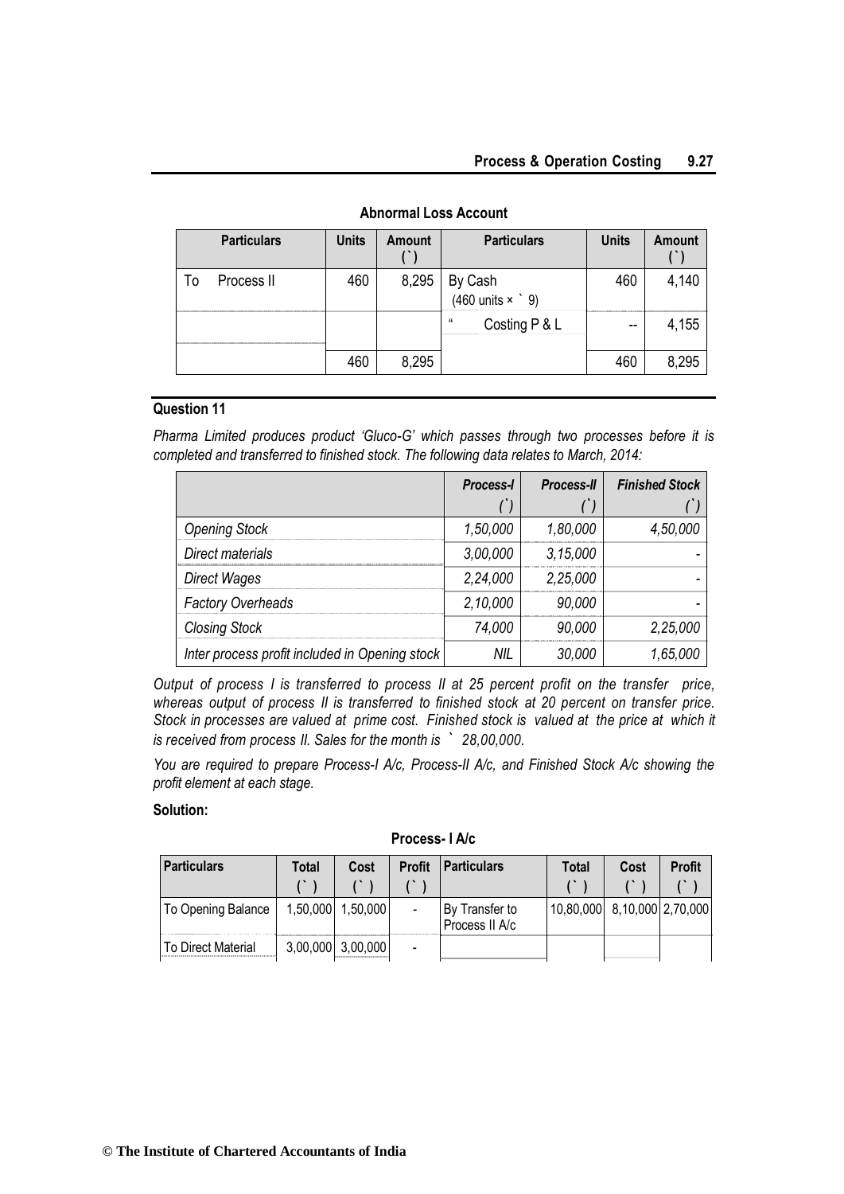**Abnormal Loss Account**

| Particulars | Units | Amount (`) | Particulars | Units | Amount (`) |
|---|---|---|---|---|---|
| To Process II | 460 | 8,295 | By Cash (460 units × ` 9) | 460 | 4,140 |
| | | | " Costing P & L | -- | 4,155 |
| | 460 | 8,295 | | 460 | 8,295 |

### Question 11

*Pharma Limited produces product 'Gluco-G' which passes through two processes before it is completed and transferred to finished stock. The following data relates to March, 2014:*

| | *Process-I* (`) | *Process-II* (`) | *Finished Stock* (`) |
|---|---|---|---|
| *Opening Stock* | *1,50,000* | *1,80,000* | *4,50,000* |
| *Direct materials* | *3,00,000* | *3,15,000* | - |
| *Direct Wages* | *2,24,000* | *2,25,000* | - |
| *Factory Overheads* | *2,10,000* | *90,000* | - |
| *Closing Stock* | *74,000* | *90,000* | *2,25,000* |
| *Inter process profit included in Opening stock* | *NIL* | *30,000* | *1,65,000* |

*Output of process I is transferred to process II at 25 percent profit on the transfer price, whereas output of process II is transferred to finished stock at 20 percent on transfer price. Stock in processes are valued at prime cost. Finished stock is valued at the price at which it is received from process II. Sales for the month is ` 28,00,000.*

*You are required to prepare Process-I A/c, Process-II A/c, and Finished Stock A/c showing the profit element at each stage.*

**Solution:**

**Process- I A/c**

| Particulars | Total (`) | Cost (`) | Profit (`) | Particulars | Total (`) | Cost (`) | Profit (`) |
|---|---|---|---|---|---|---|---|
| To Opening Balance | 1,50,000 | 1,50,000 | - | By Transfer to Process II A/c | 10,80,000 | 8,10,000 | 2,70,000 |
| To Direct Material | 3,00,000 | 3,00,000 | - | | | | |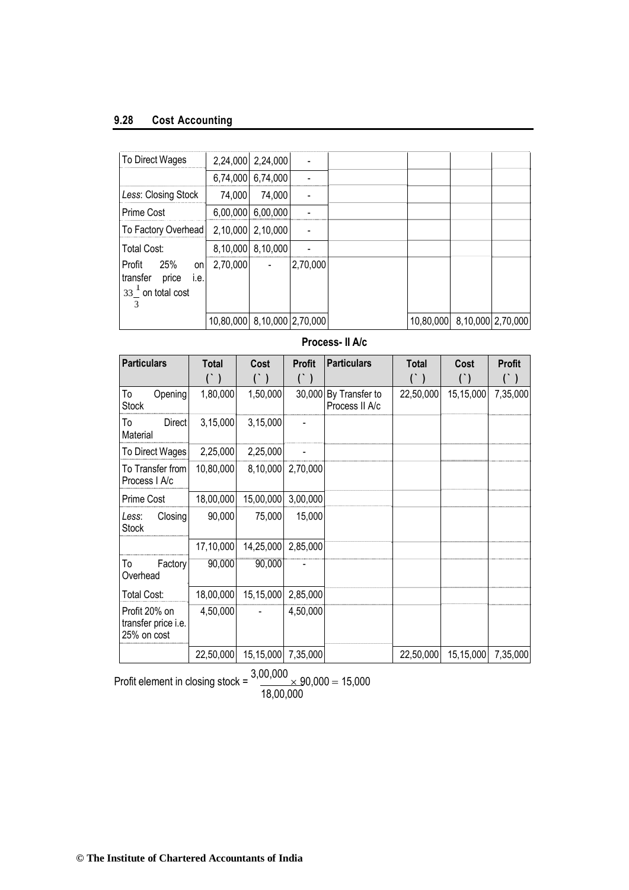| To Direct Wages | 2,24,000 | 2,24,000 | - | | | | |
|---|---|---|---|---|---|---|---|
| | 6,74,000 | 6,74,000 | - | | | | |
| *Less*: Closing Stock | 74,000 | 74,000 | - | | | | |
| Prime Cost | 6,00,000 | 6,00,000 | - | | | | |
| To Factory Overhead | 2,10,000 | 2,10,000 | - | | | | |
| Total Cost: | 8,10,000 | 8,10,000 | - | | | | |
| Profit 25% on transfer price i.e. $33\frac{1}{3}$ on total cost | 2,70,000 | - | 2,70,000 | | | | |
| | 10,80,000 | 8,10,000 | 2,70,000 | | 10,80,000 | 8,10,000 | 2,70,000 |

**Process- II A/c**

| Particulars | Total (`) | Cost (`) | Profit (`) | Particulars | Total (`) | Cost (`) | Profit (`) |
|---|---|---|---|---|---|---|---|
| To Opening Stock | 1,80,000 | 1,50,000 | 30,000 | By Transfer to Process II A/c | 22,50,000 | 15,15,000 | 7,35,000 |
| To Direct Material | 3,15,000 | 3,15,000 | - | | | | |
| To Direct Wages | 2,25,000 | 2,25,000 | - | | | | |
| To Transfer from Process I A/c | 10,80,000 | 8,10,000 | 2,70,000 | | | | |
| Prime Cost | 18,00,000 | 15,00,000 | 3,00,000 | | | | |
| *Less*: Closing Stock | 90,000 | 75,000 | 15,000 | | | | |
| | 17,10,000 | 14,25,000 | 2,85,000 | | | | |
| To Factory Overhead | 90,000 | 90,000 | - | | | | |
| Total Cost: | 18,00,000 | 15,15,000 | 2,85,000 | | | | |
| Profit 20% on transfer price i.e. 25% on cost | 4,50,000 | - | 4,50,000 | | | | |
| | 22,50,000 | 15,15,000 | 7,35,000 | | 22,50,000 | 15,15,000 | 7,35,000 |

Profit element in closing stock = $\frac{3,00,000}{18,00,000} \times 90,000 = 15,000$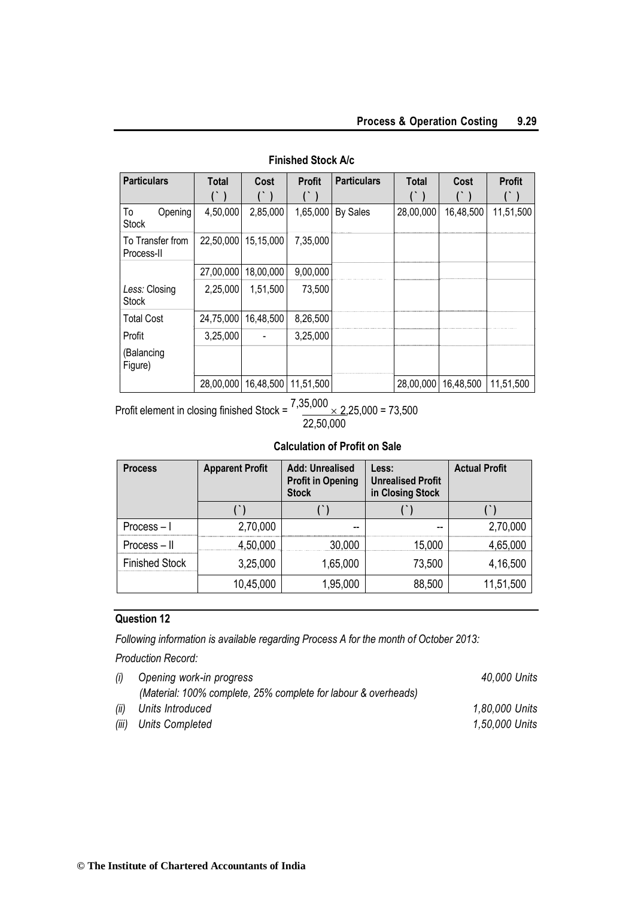**Finished Stock A/c**

| Particulars | Total (`) | Cost (`) | Profit (`) | Particulars | Total (`) | Cost (`) | Profit (`) |
|---|---|---|---|---|---|---|---|
| To Opening Stock | 4,50,000 | 2,85,000 | 1,65,000 | By Sales | 28,00,000 | 16,48,500 | 11,51,500 |
| To Transfer from Process-II | 22,50,000 | 15,15,000 | 7,35,000 | | | | |
| | 27,00,000 | 18,00,000 | 9,00,000 | | | | |
| *Less:* Closing Stock | 2,25,000 | 1,51,500 | 73,500 | | | | |
| Total Cost | 24,75,000 | 16,48,500 | 8,26,500 | | | | |
| Profit | 3,25,000 | - | 3,25,000 | | | | |
| (Balancing Figure) | | | | | | | |
| | 28,00,000 | 16,48,500 | 11,51,500 | | 28,00,000 | 16,48,500 | 11,51,500 |

Profit element in closing finished Stock = $\frac{7,35,000}{22,50,000} \times 2,25,000 = 73,500$

**Calculation of Profit on Sale**

| Process | Apparent Profit | Add: Unrealised Profit in Opening Stock | Less: Unrealised Profit in Closing Stock | Actual Profit |
|---|---|---|---|---|
| | (`) | (`) | (`) | (`) |
| Process – I | 2,70,000 | -- | -- | 2,70,000 |
| Process – II | 4,50,000 | 30,000 | 15,000 | 4,65,000 |
| Finished Stock | 3,25,000 | 1,65,000 | 73,500 | 4,16,500 |
| | 10,45,000 | 1,95,000 | 88,500 | 11,51,500 |

## Question 12

*Following information is available regarding Process A for the month of October 2013:*

*Production Record:*

| | | |
|---|---|---|
| *(i)* | *Opening work-in progress* (Material: 100% complete, 25% complete for labour & overheads) | *40,000 Units* |
| *(ii)* | *Units Introduced* | *1,80,000 Units* |
| *(iii)* | *Units Completed* | *1,50,000 Units* |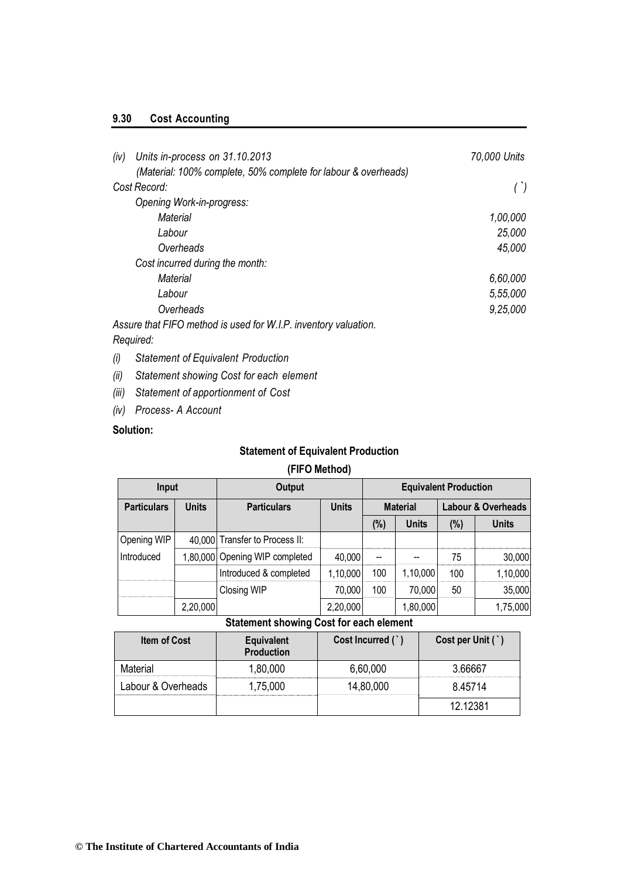*(iv) Units in-process on 31.10.2013* — *70,000 Units*

*(Material: 100% complete, 50% complete for labour & overheads)*

| *Cost Record:* | *(`)* |
|---|---|
| *Opening Work-in-progress:* | |
| *Material* | *1,00,000* |
| *Labour* | *25,000* |
| *Overheads* | *45,000* |
| *Cost incurred during the month:* | |
| *Material* | *6,60,000* |
| *Labour* | *5,55,000* |
| *Overheads* | *9,25,000* |

*Assure that FIFO method is used for W.I.P. inventory valuation.*

*Required:*

*(i) Statement of Equivalent Production*

*(ii) Statement showing Cost for each element*

*(iii) Statement of apportionment of Cost*

*(iv) Process- A Account*

**Solution:**

**Statement of Equivalent Production**

**(FIFO Method)**

| **Input** | | **Output** | | **Equivalent Production** | | | |
|---|---|---|---|---|---|---|---|
| **Particulars** | **Units** | **Particulars** | **Units** | **Material** | | **Labour & Overheads** | |
| | | | | **(%)** | **Units** | **(%)** | **Units** |
| Opening WIP | 40,000 | Transfer to Process II: | | | | | |
| Introduced | 1,80,000 | Opening WIP completed | 40,000 | -- | -- | 75 | 30,000 |
| | | Introduced & completed | 1,10,000 | 100 | 1,10,000 | 100 | 1,10,000 |
| | | Closing WIP | 70,000 | 100 | 70,000 | 50 | 35,000 |
| | 2,20,000 | | 2,20,000 | | 1,80,000 | | 1,75,000 |

**Statement showing Cost for each element**

| **Item of Cost** | **Equivalent Production** | **Cost Incurred (`)** | **Cost per Unit (`)** |
|---|---|---|---|
| Material | 1,80,000 | 6,60,000 | 3.66667 |
| Labour & Overheads | 1,75,000 | 14,80,000 | 8.45714 |
| | | | 12.12381 |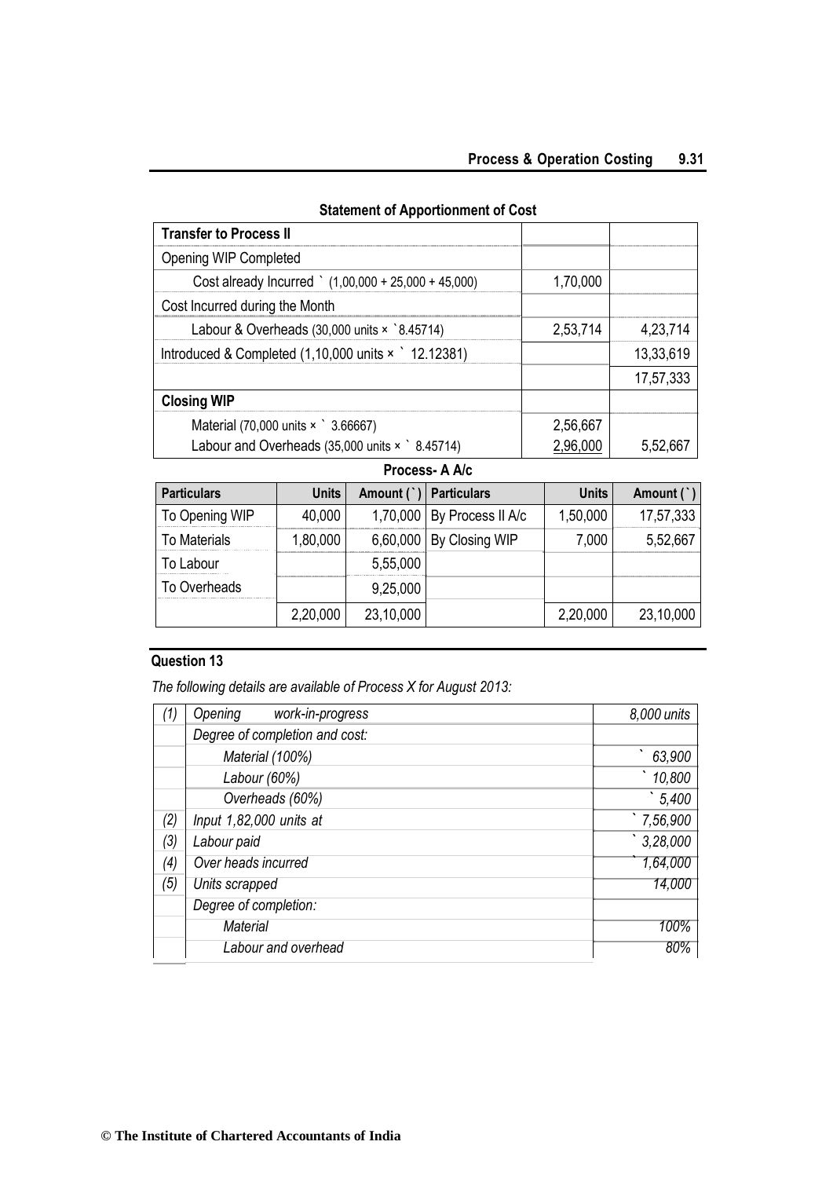**Statement of Apportionment of Cost**

| | | |
|---|---|---|
| **Transfer to Process II** | | |
| Opening WIP Completed | | |
| Cost already Incurred ` (1,00,000 + 25,000 + 45,000) | 1,70,000 | |
| Cost Incurred during the Month | | |
| Labour & Overheads (30,000 units × `8.45714) | 2,53,714 | 4,23,714 |
| Introduced & Completed (1,10,000 units × ` 12.12381) | | 13,33,619 |
| | | 17,57,333 |
| **Closing WIP** | | |
| Material (70,000 units × ` 3.66667) | 2,56,667 | |
| Labour and Overheads (35,000 units × ` 8.45714) | 2,96,000 | 5,52,667 |

**Process- A A/c**

| Particulars | Units | Amount (`) | Particulars | Units | Amount (`) |
|---|---|---|---|---|---|
| To Opening WIP | 40,000 | 1,70,000 | By Process II A/c | 1,50,000 | 17,57,333 |
| To Materials | 1,80,000 | 6,60,000 | By Closing WIP | 7,000 | 5,52,667 |
| To Labour | | 5,55,000 | | | |
| To Overheads | | 9,25,000 | | | |
| | 2,20,000 | 23,10,000 | | 2,20,000 | 23,10,000 |

## Question 13

*The following details are available of Process X for August 2013:*

| | | |
|---|---|---|
| *(1)* | *Opening work-in-progress* | *8,000 units* |
| | *Degree of completion and cost:* | |
| | *Material (100%)* | *` 63,900* |
| | *Labour (60%)* | *` 10,800* |
| | *Overheads (60%)* | *` 5,400* |
| *(2)* | *Input 1,82,000 units at* | *` 7,56,900* |
| *(3)* | *Labour paid* | *` 3,28,000* |
| *(4)* | *Over heads incurred* | *` 1,64,000* |
| *(5)* | *Units scrapped* | *14,000* |
| | *Degree of completion:* | |
| | *Material* | *100%* |
| | *Labour and overhead* | *80%* |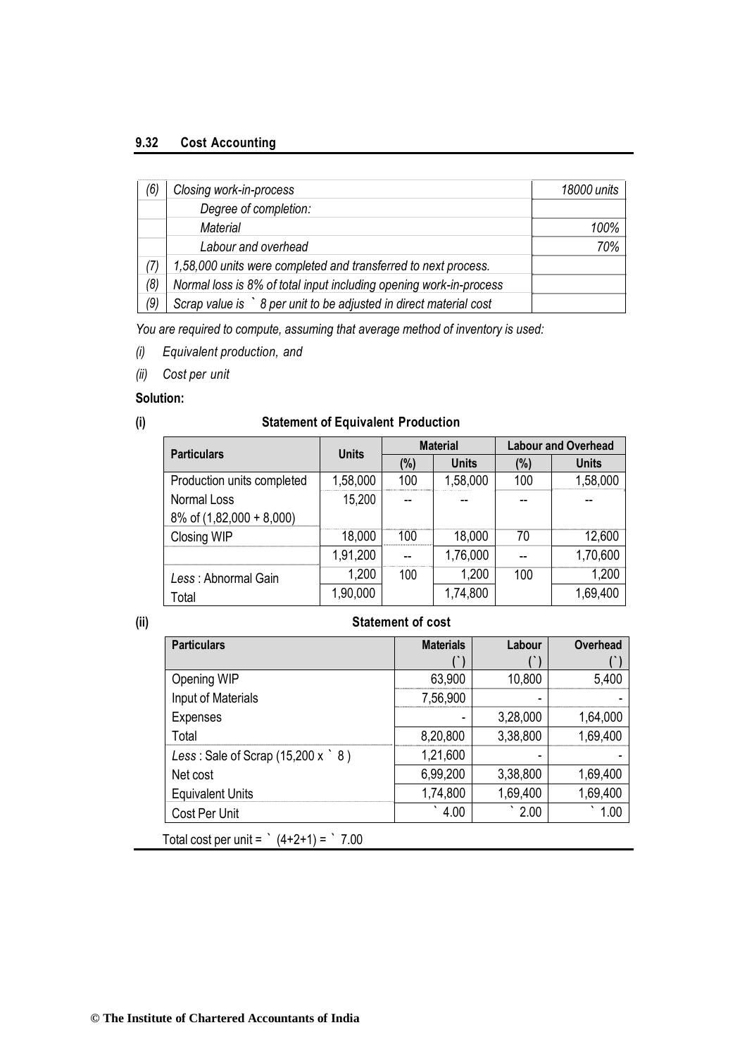| (6) | *Closing work-in-process* | *18000 units* |
|---|---|---|
| | *Degree of completion:* | |
| | *Material* | *100%* |
| | *Labour and overhead* | *70%* |
| (7) | *1,58,000 units were completed and transferred to next process.* | |
| (8) | *Normal loss is 8% of total input including opening work-in-process* | |
| (9) | *Scrap value is ` 8 per unit to be adjusted in direct material cost* | |

*You are required to compute, assuming that average method of inventory is used:*

*(i) Equivalent production, and*

*(ii) Cost per unit*

**Solution:**

**(i) Statement of Equivalent Production**

| Particulars | Units | Material | | Labour and Overhead | |
|---|---|---|---|---|---|
| | | (%) | Units | (%) | Units |
| Production units completed | 1,58,000 | 100 | 1,58,000 | 100 | 1,58,000 |
| Normal Loss 8% of (1,82,000 + 8,000) | 15,200 | -- | -- | -- | -- |
| Closing WIP | 18,000 | 100 | 18,000 | 70 | 12,600 |
| | 1,91,200 | -- | 1,76,000 | -- | 1,70,600 |
| *Less* : Abnormal Gain | 1,200 | 100 | 1,200 | 100 | 1,200 |
| Total | 1,90,000 | | 1,74,800 | | 1,69,400 |

**(ii) Statement of cost**

| Particulars | Materials (`) | Labour (`) | Overhead (`) |
|---|---|---|---|
| Opening WIP | 63,900 | 10,800 | 5,400 |
| Input of Materials | 7,56,900 | - | - |
| Expenses | - | 3,28,000 | 1,64,000 |
| Total | 8,20,800 | 3,38,800 | 1,69,400 |
| *Less* : Sale of Scrap (15,200 x ` 8 ) | 1,21,600 | - | - |
| Net cost | 6,99,200 | 3,38,800 | 1,69,400 |
| Equivalent Units | 1,74,800 | 1,69,400 | 1,69,400 |
| Cost Per Unit | ` 4.00 | ` 2.00 | ` 1.00 |

Total cost per unit = ` (4+2+1) = ` 7.00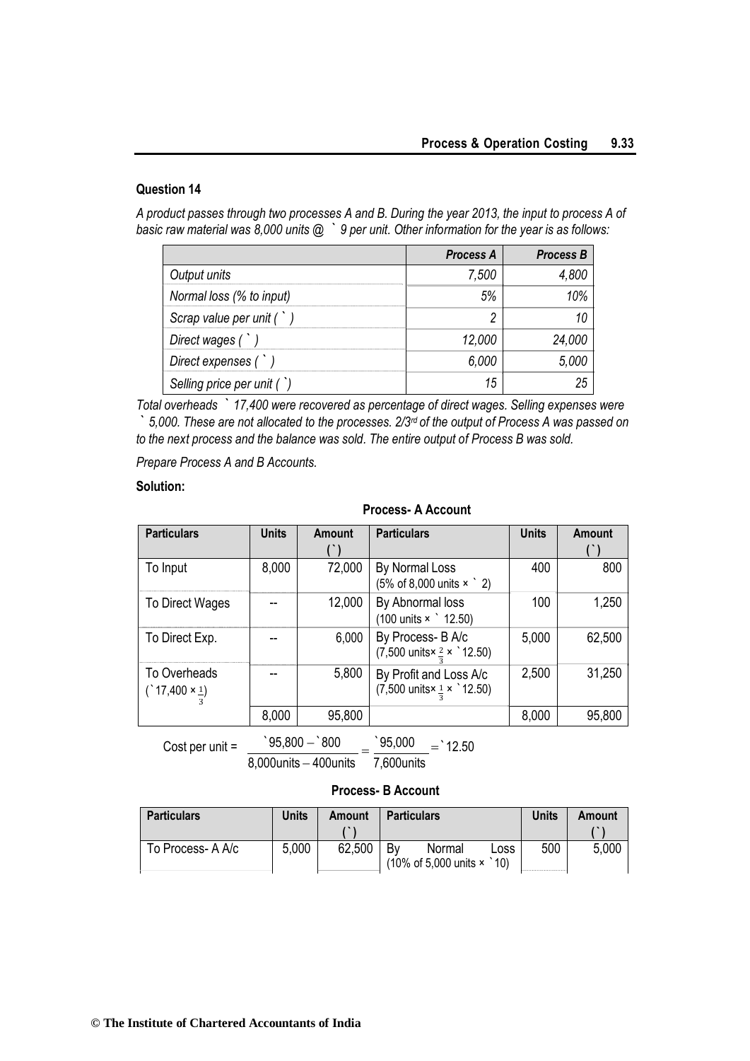### Question 14

*A product passes through two processes A and B. During the year 2013, the input to process A of basic raw material was 8,000 units @ ` 9 per unit. Other information for the year is as follows:*

| | *Process A* | *Process B* |
|---|---|---|
| *Output units* | *7,500* | *4,800* |
| *Normal loss (% to input)* | *5%* | *10%* |
| *Scrap value per unit ( ` )* | *2* | *10* |
| *Direct wages ( ` )* | *12,000* | *24,000* |
| *Direct expenses ( ` )* | *6,000* | *5,000* |
| *Selling price per unit ( ` )* | *15* | *25* |

*Total overheads ` 17,400 were recovered as percentage of direct wages. Selling expenses were ` 5,000. These are not allocated to the processes. 2/3rd of the output of Process A was passed on to the next process and the balance was sold. The entire output of Process B was sold.*

*Prepare Process A and B Accounts.*

**Solution:**

**Process- A Account**

| Particulars | Units | Amount (`) | Particulars | Units | Amount (`) |
|---|---|---|---|---|---|
| To Input | 8,000 | 72,000 | By Normal Loss (5% of 8,000 units × ` 2) | 400 | 800 |
| To Direct Wages | -- | 12,000 | By Abnormal loss (100 units × ` 12.50) | 100 | 1,250 |
| To Direct Exp. | -- | 6,000 | By Process- B A/c (7,500 units × $\frac{2}{3}$ × ` 12.50) | 5,000 | 62,500 |
| To Overheads (` 17,400 × $\frac{1}{3}$) | -- | 5,800 | By Profit and Loss A/c (7,500 units × $\frac{1}{3}$ × ` 12.50) | 2,500 | 31,250 |
| | 8,000 | 95,800 | | 8,000 | 95,800 |

$$\text{Cost per unit} = \frac{`95,800 - `800}{8,000\text{units} - 400\text{units}} = \frac{`95,000}{7,600\text{units}} = `12.50$$

**Process- B Account**

| Particulars | Units | Amount (`) | Particulars | Units | Amount (`) |
|---|---|---|---|---|---|
| To Process- A A/c | 5,000 | 62,500 | By Normal Loss (10% of 5,000 units × ` 10) | 500 | 5,000 |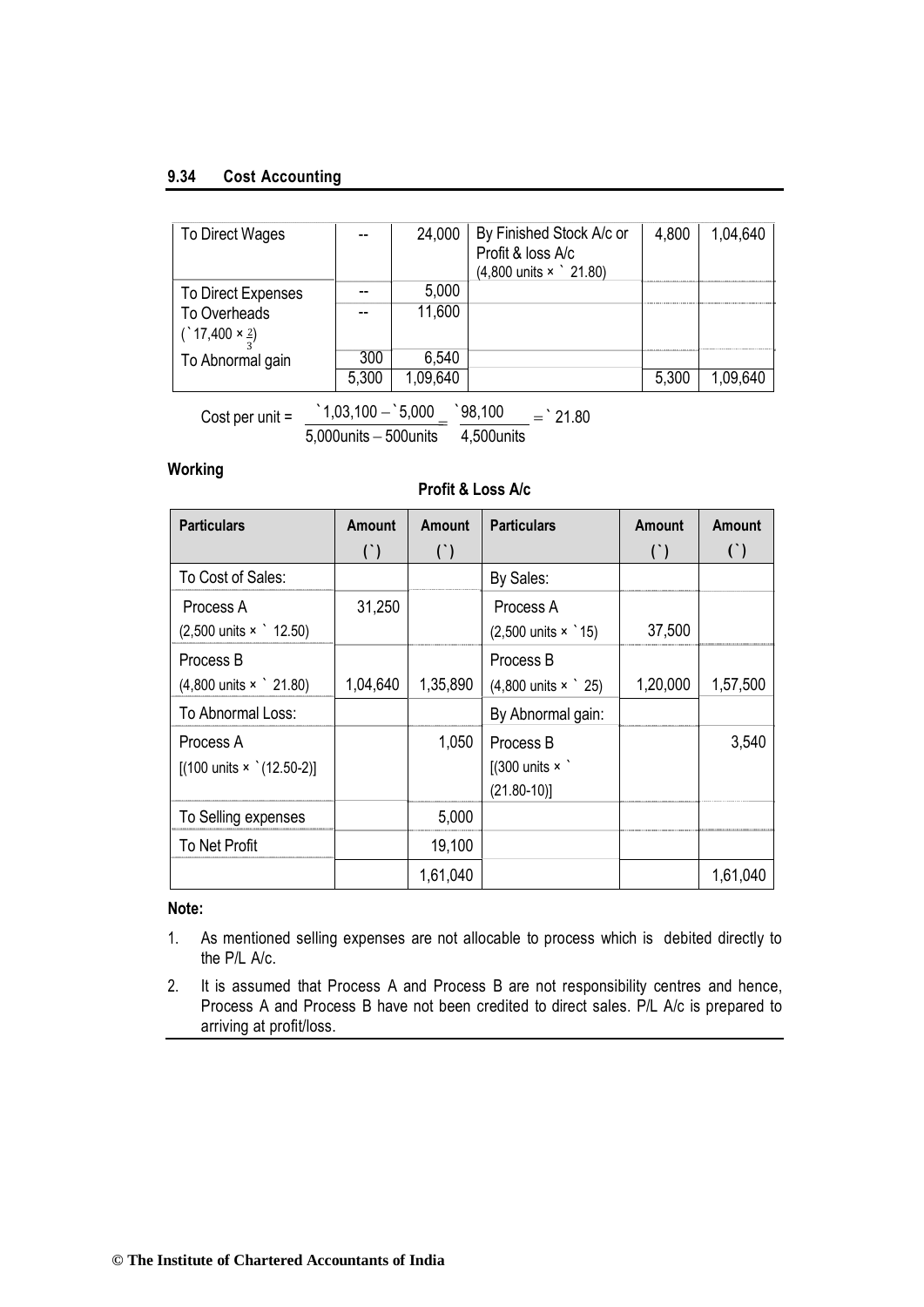| To Direct Wages | -- | 24,000 | By Finished Stock A/c or Profit & loss A/c (4,800 units × ` 21.80) | 4,800 | 1,04,640 |
|---|---|---|---|---|---|
| To Direct Expenses | -- | 5,000 | | | |
| To Overheads (` 17,400 × $\frac{2}{3}$) | -- | 11,600 | | | |
| To Abnormal gain | 300 | 6,540 | | | |
| | 5,300 | 1,09,640 | | 5,300 | 1,09,640 |

$$\text{Cost per unit} = \frac{`1,03,100 - `5,000}{5,000\text{units} - 500\text{units}} = \frac{`98,100}{4,500\text{units}} = `\ 21.80$$

**Working**

**Profit & Loss A/c**

| Particulars | Amount (`) | Amount (`) | Particulars | Amount (`) | Amount (`) |
|---|---|---|---|---|---|
| To Cost of Sales: | | | By Sales: | | |
| Process A (2,500 units × ` 12.50) | 31,250 | | Process A (2,500 units × `15) | 37,500 | |
| Process B (4,800 units × ` 21.80) | 1,04,640 | 1,35,890 | Process B (4,800 units × ` 25) | 1,20,000 | 1,57,500 |
| To Abnormal Loss: | | | By Abnormal gain: | | |
| Process A [(100 units × `(12.50-2)] | | 1,050 | Process B [(300 units × ` (21.80-10)] | | 3,540 |
| To Selling expenses | | 5,000 | | | |
| To Net Profit | | 19,100 | | | |
| | | 1,61,040 | | | 1,61,040 |

**Note:**

1. As mentioned selling expenses are not allocable to process which is debited directly to the P/L A/c.
2. It is assumed that Process A and Process B are not responsibility centres and hence, Process A and Process B have not been credited to direct sales. P/L A/c is prepared to arriving at profit/loss.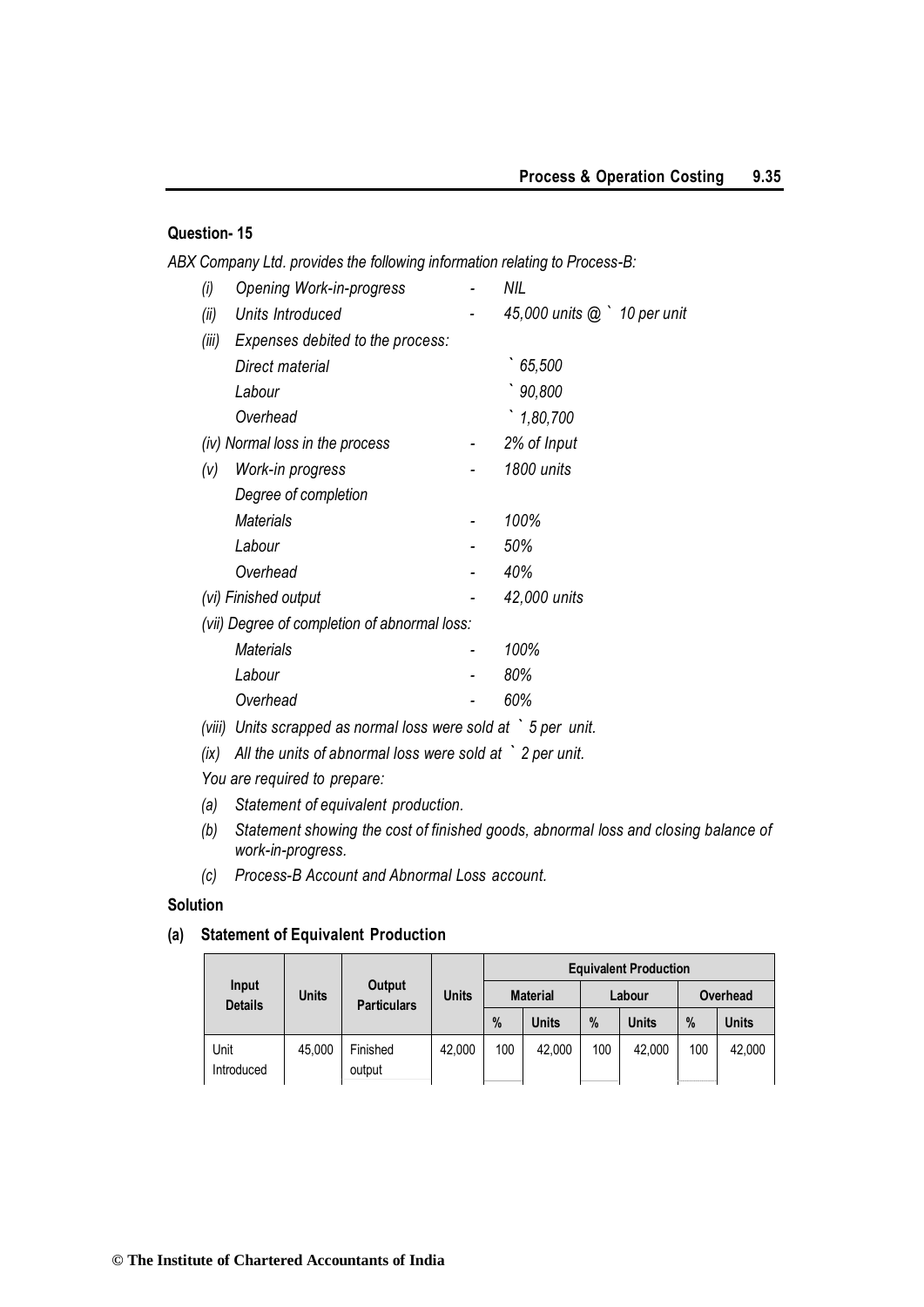## Question- 15

*ABX Company Ltd. provides the following information relating to Process-B:*

| | | | |
|---|---|---|---|
| *(i)* | *Opening Work-in-progress* | - | *NIL* |
| *(ii)* | *Units Introduced* | - | *45,000 units @ ` 10 per unit* |
| *(iii)* | *Expenses debited to the process:* | | |
| | *Direct material* | | *` 65,500* |
| | *Labour* | | *` 90,800* |
| | *Overhead* | | *` 1,80,700* |
| *(iv)* | *Normal loss in the process* | - | *2% of Input* |
| *(v)* | *Work-in progress* | - | *1800 units* |
| | *Degree of completion* | | |
| | *Materials* | - | *100%* |
| | *Labour* | - | *50%* |
| | *Overhead* | - | *40%* |
| *(vi)* | *Finished output* | - | *42,000 units* |
| *(vii)* | *Degree of completion of abnormal loss:* | | |
| | *Materials* | - | *100%* |
| | *Labour* | - | *80%* |
| | *Overhead* | - | *60%* |

*(viii) Units scrapped as normal loss were sold at ` 5 per unit.*

*(ix) All the units of abnormal loss were sold at ` 2 per unit.*

*You are required to prepare:*

*(a) Statement of equivalent production.*

*(b) Statement showing the cost of finished goods, abnormal loss and closing balance of work-in-progress.*

*(c) Process-B Account and Abnormal Loss account.*

## Solution

### (a) Statement of Equivalent Production

| Input Details | Units | Output Particulars | Units | Equivalent Production | | | | | |
|---|---|---|---|---|---|---|---|---|---|
| | | | | Material | | Labour | | Overhead | |
| | | | | % | Units | % | Units | % | Units |
| Unit Introduced | 45,000 | Finished output | 42,000 | 100 | 42,000 | 100 | 42,000 | 100 | 42,000 |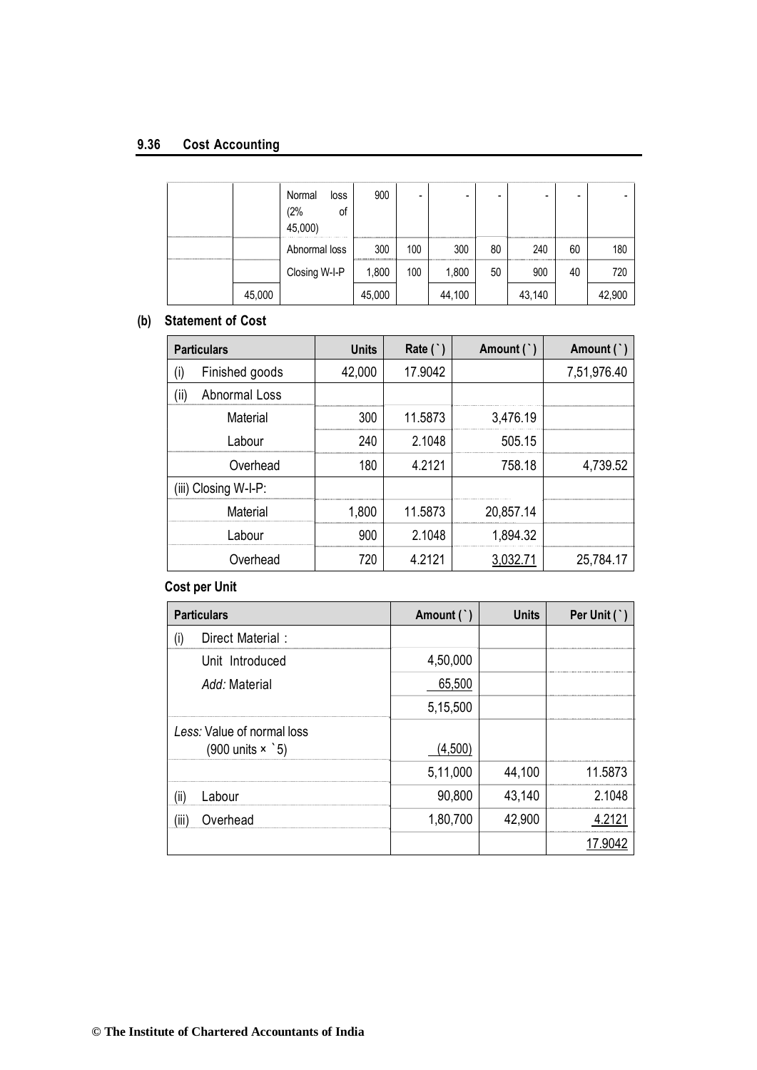| | | Normal loss (2% of 45,000) | 900 | - | - | - | - | - | - |
|---|---|---|---|---|---|---|---|---|---|
| | | Abnormal loss | 300 | 100 | 300 | 80 | 240 | 60 | 180 |
| | | Closing W-I-P | 1,800 | 100 | 1,800 | 50 | 900 | 40 | 720 |
| | 45,000 | | 45,000 | | 44,100 | | 43,140 | | 42,900 |

**(b) Statement of Cost**

| Particulars | Units | Rate (`) | Amount (`) | Amount (`) |
|---|---|---|---|---|
| (i) Finished goods | 42,000 | 17.9042 | | 7,51,976.40 |
| (ii) Abnormal Loss | | | | |
| Material | 300 | 11.5873 | 3,476.19 | |
| Labour | 240 | 2.1048 | 505.15 | |
| Overhead | 180 | 4.2121 | 758.18 | 4,739.52 |
| (iii) Closing W-I-P: | | | | |
| Material | 1,800 | 11.5873 | 20,857.14 | |
| Labour | 900 | 2.1048 | 1,894.32 | |
| Overhead | 720 | 4.2121 | 3,032.71 | 25,784.17 |

**Cost per Unit**

| Particulars | Amount (`) | Units | Per Unit (`) |
|---|---|---|---|
| (i) Direct Material : | | | |
| Unit Introduced | 4,50,000 | | |
| *Add:* Material | 65,500 | | |
| | 5,15,500 | | |
| *Less:* Value of normal loss (900 units × `5) | (4,500) | | |
| | 5,11,000 | 44,100 | 11.5873 |
| (ii) Labour | 90,800 | 43,140 | 2.1048 |
| (iii) Overhead | 1,80,700 | 42,900 | 4.2121 |
| | | | 17.9042 |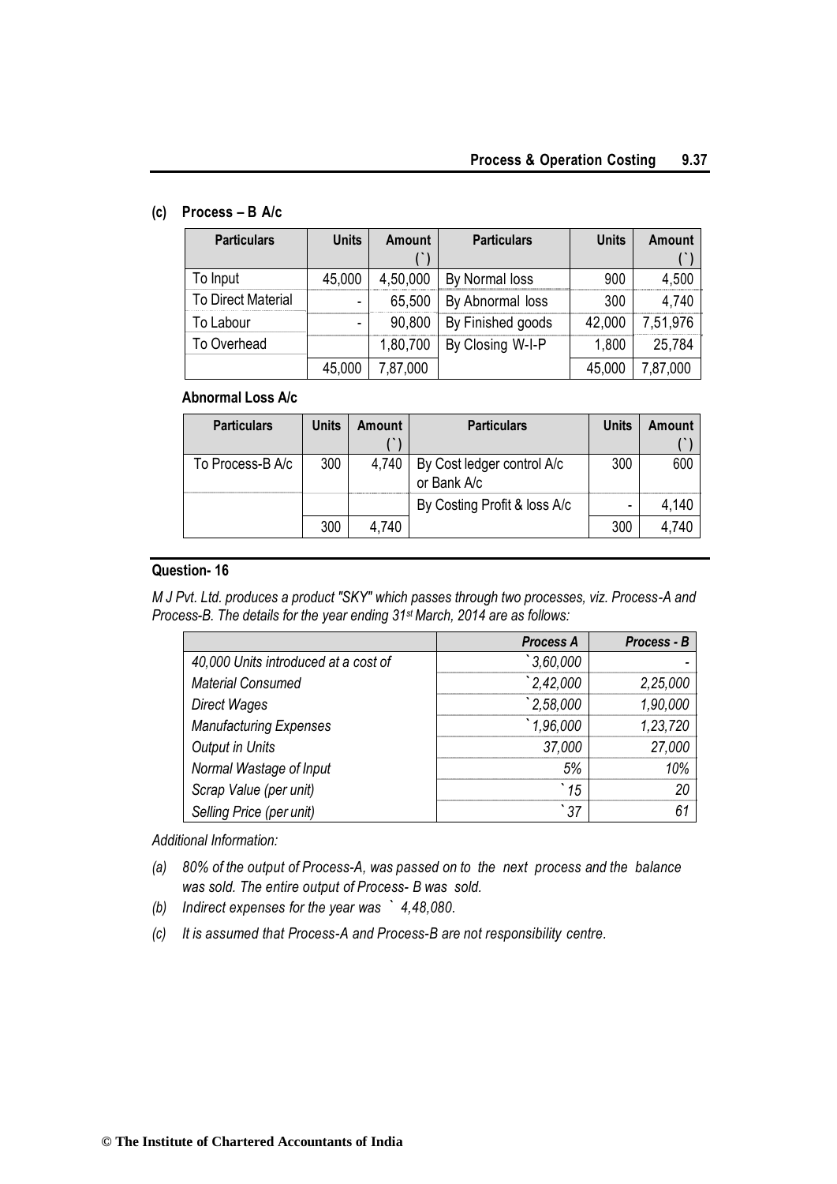**(c) Process – B A/c**

| Particulars | Units | Amount (`) | Particulars | Units | Amount (`) |
|---|---|---|---|---|---|
| To Input | 45,000 | 4,50,000 | By Normal loss | 900 | 4,500 |
| To Direct Material | - | 65,500 | By Abnormal loss | 300 | 4,740 |
| To Labour | - | 90,800 | By Finished goods | 42,000 | 7,51,976 |
| To Overhead | | 1,80,700 | By Closing W-I-P | 1,800 | 25,784 |
| | 45,000 | 7,87,000 | | 45,000 | 7,87,000 |

**Abnormal Loss A/c**

| Particulars | Units | Amount (`) | Particulars | Units | Amount (`) |
|---|---|---|---|---|---|
| To Process-B A/c | 300 | 4,740 | By Cost ledger control A/c or Bank A/c | 300 | 600 |
| | | | By Costing Profit & loss A/c | - | 4,140 |
| | 300 | 4,740 | | 300 | 4,740 |

## Question- 16

*M J Pvt. Ltd. produces a product "SKY" which passes through two processes, viz. Process-A and Process-B. The details for the year ending 31st March, 2014 are as follows:*

| | *Process A* | *Process - B* |
|---|---|---|
| *40,000 Units introduced at a cost of* | *`3,60,000* | - |
| *Material Consumed* | *`2,42,000* | *2,25,000* |
| *Direct Wages* | *`2,58,000* | *1,90,000* |
| *Manufacturing Expenses* | *`1,96,000* | *1,23,720* |
| *Output in Units* | *37,000* | *27,000* |
| *Normal Wastage of Input* | *5%* | *10%* |
| *Scrap Value (per unit)* | *`15* | *20* |
| *Selling Price (per unit)* | *`37* | *61* |

*Additional Information:*

*(a) 80% of the output of Process-A, was passed on to the next process and the balance was sold. The entire output of Process- B was sold.*

*(b) Indirect expenses for the year was ` 4,48,080.*

*(c) It is assumed that Process-A and Process-B are not responsibility centre.*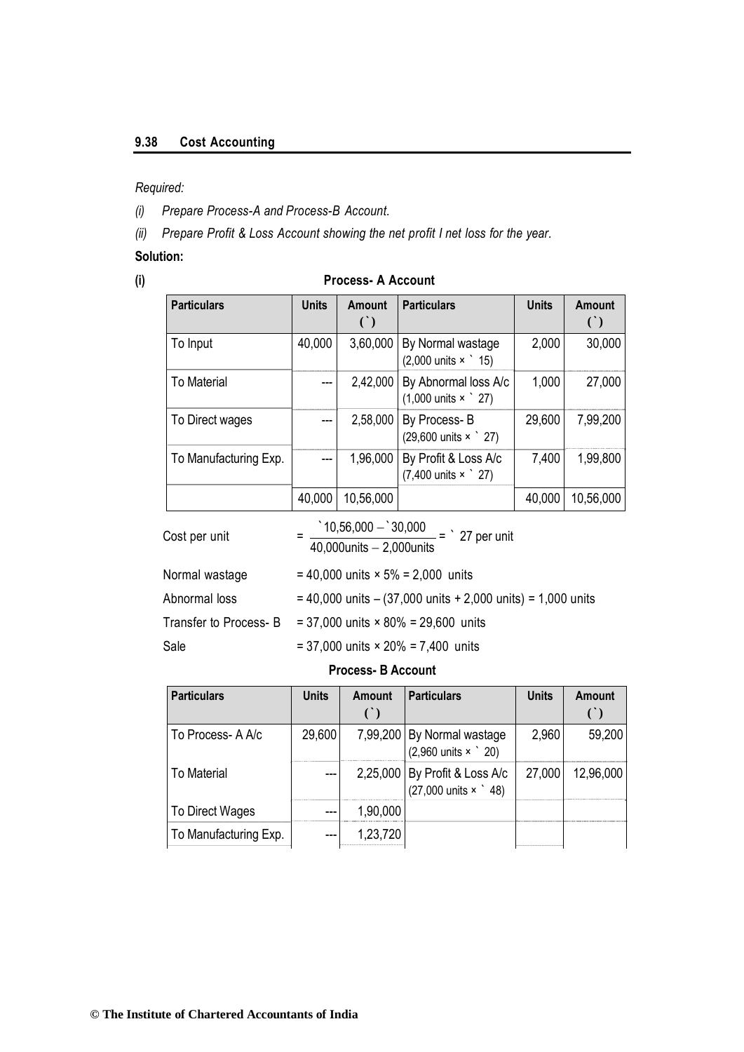*Required:*

*(i) Prepare Process-A and Process-B Account.*

*(ii) Prepare Profit & Loss Account showing the net profit I net loss for the year.*

**Solution:**

**(i)**

**Process- A Account**

| Particulars | Units | Amount (`) | Particulars | Units | Amount (`) |
|---|---|---|---|---|---|
| To Input | 40,000 | 3,60,000 | By Normal wastage (2,000 units × ` 15) | 2,000 | 30,000 |
| To Material | --- | 2,42,000 | By Abnormal loss A/c (1,000 units × ` 27) | 1,000 | 27,000 |
| To Direct wages | --- | 2,58,000 | By Process- B (29,600 units × ` 27) | 29,600 | 7,99,200 |
| To Manufacturing Exp. | --- | 1,96,000 | By Profit & Loss A/c (7,400 units × ` 27) | 7,400 | 1,99,800 |
| | 40,000 | 10,56,000 | | 40,000 | 10,56,000 |

Cost per unit $= \frac{\text{` }10,56,000 - \text{` }30,000}{40,000\text{units} - 2,000\text{units}} = \text{` } 27$ per unit

Normal wastage = 40,000 units × 5% = 2,000 units

Abnormal loss = 40,000 units – (37,000 units + 2,000 units) = 1,000 units

Transfer to Process- B = 37,000 units × 80% = 29,600 units

Sale = 37,000 units × 20% = 7,400 units

**Process- B Account**

| Particulars | Units | Amount (`) | Particulars | Units | Amount (`) |
|---|---|---|---|---|---|
| To Process- A A/c | 29,600 | 7,99,200 | By Normal wastage (2,960 units × ` 20) | 2,960 | 59,200 |
| To Material | --- | 2,25,000 | By Profit & Loss A/c (27,000 units × ` 48) | 27,000 | 12,96,000 |
| To Direct Wages | --- | 1,90,000 | | | |
| To Manufacturing Exp. | --- | 1,23,720 | | | |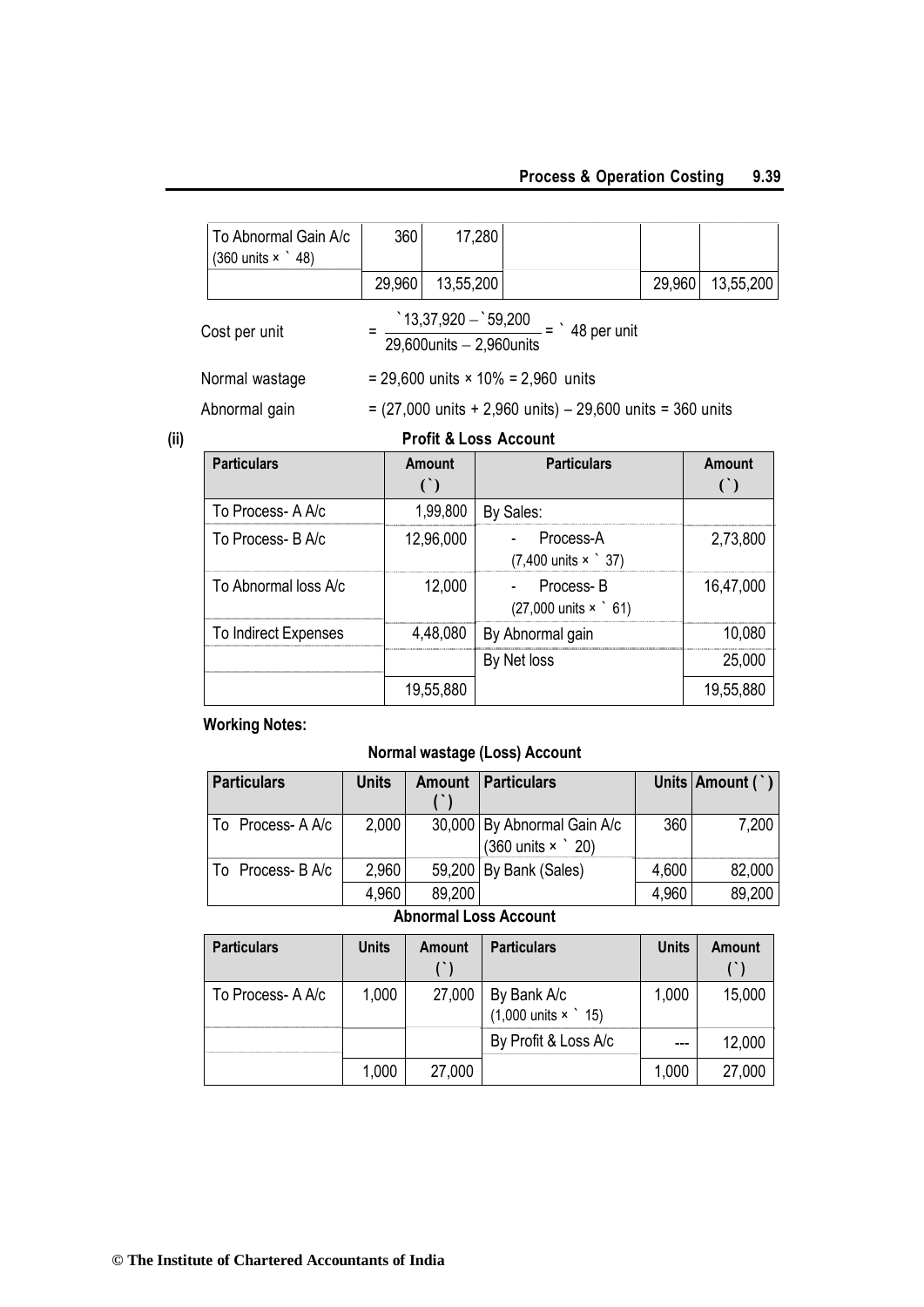| To Abnormal Gain A/c (360 units × ` 48) | 360 | 17,280 | | | |
|---|---|---|---|---|---|
| | 29,960 | 13,55,200 | | 29,960 | 13,55,200 |

Cost per unit $= \dfrac{`13,37,920 - `59,200}{29,600\text{units} - 2,960\text{units}} = `\ 48$ per unit

Normal wastage = 29,600 units × 10% = 2,960 units

Abnormal gain = (27,000 units + 2,960 units) – 29,600 units = 360 units

**(ii)** **Profit & Loss Account**

| Particulars | Amount (`) | Particulars | Amount (`) |
|---|---|---|---|
| To Process- A A/c | 1,99,800 | By Sales: | |
| To Process- B A/c | 12,96,000 | - Process-A (7,400 units × ` 37) | 2,73,800 |
| To Abnormal loss A/c | 12,000 | - Process- B (27,000 units × ` 61) | 16,47,000 |
| To Indirect Expenses | 4,48,080 | By Abnormal gain | 10,080 |
| | | By Net loss | 25,000 |
| | 19,55,880 | | 19,55,880 |

**Working Notes:**

**Normal wastage (Loss) Account**

| Particulars | Units | Amount (`) | Particulars | Units | Amount (`) |
|---|---|---|---|---|---|
| To Process- A A/c | 2,000 | 30,000 | By Abnormal Gain A/c (360 units × ` 20) | 360 | 7,200 |
| To Process- B A/c | 2,960 | 59,200 | By Bank (Sales) | 4,600 | 82,000 |
| | 4,960 | 89,200 | | 4,960 | 89,200 |

**Abnormal Loss Account**

| Particulars | Units | Amount (`) | Particulars | Units | Amount (`) |
|---|---|---|---|---|---|
| To Process- A A/c | 1,000 | 27,000 | By Bank A/c (1,000 units × ` 15) | 1,000 | 15,000 |
| | | | By Profit & Loss A/c | --- | 12,000 |
| | 1,000 | 27,000 | | 1,000 | 27,000 |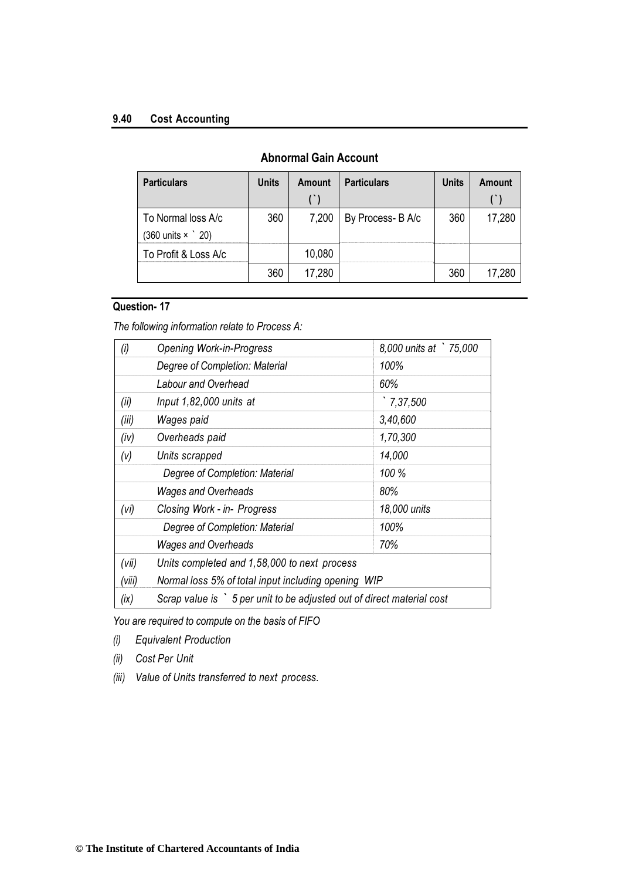### Abnormal Gain Account

| Particulars | Units | Amount (`) | Particulars | Units | Amount (`) |
|---|---|---|---|---|---|
| To Normal loss A/c (360 units × ` 20) | 360 | 7,200 | By Process- B A/c | 360 | 17,280 |
| To Profit & Loss A/c | | 10,080 | | | |
| | 360 | 17,280 | | 360 | 17,280 |

## Question- 17

*The following information relate to Process A:*

| | | |
|---|---|---|
| *(i)* | *Opening Work-in-Progress* | *8,000 units at ` 75,000* |
| | *Degree of Completion: Material* | *100%* |
| | *Labour and Overhead* | *60%* |
| *(ii)* | *Input 1,82,000 units at* | *` 7,37,500* |
| *(iii)* | *Wages paid* | *3,40,600* |
| *(iv)* | *Overheads paid* | *1,70,300* |
| *(v)* | *Units scrapped* | *14,000* |
| | *Degree of Completion: Material* | *100 %* |
| | *Wages and Overheads* | *80%* |
| *(vi)* | *Closing Work - in- Progress* | *18,000 units* |
| | *Degree of Completion: Material* | *100%* |
| | *Wages and Overheads* | *70%* |
| *(vii)* | *Units completed and 1,58,000 to next process* | |
| *(viii)* | *Normal loss 5% of total input including opening WIP* | |
| *(ix)* | *Scrap value is ` 5 per unit to be adjusted out of direct material cost* | |

*You are required to compute on the basis of FIFO*

*(i) Equivalent Production*

*(ii) Cost Per Unit*

*(iii) Value of Units transferred to next process.*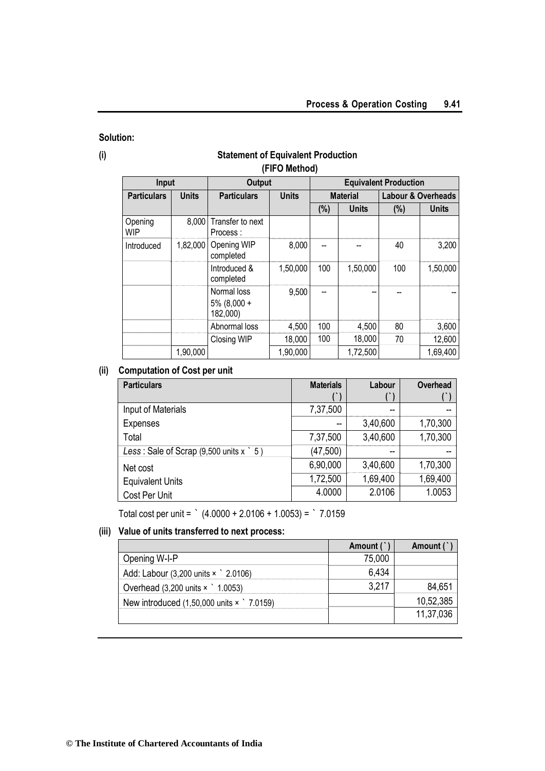**Solution:**

**(i) Statement of Equivalent Production**

**(FIFO Method)**

| Input | | Output | | Equivalent Production | | | |
|---|---|---|---|---|---|---|---|
| **Particulars** | **Units** | **Particulars** | **Units** | **Material** | | **Labour & Overheads** | |
| | | | | **(%)** | **Units** | **(%)** | **Units** |
| Opening WIP | 8,000 | Transfer to next Process : | | | | | |
| Introduced | 1,82,000 | Opening WIP completed | 8,000 | -- | -- | 40 | 3,200 |
| | | Introduced & completed | 1,50,000 | 100 | 1,50,000 | 100 | 1,50,000 |
| | | Normal loss 5% (8,000 + 182,000) | 9,500 | -- | -- | -- | -- |
| | | Abnormal loss | 4,500 | 100 | 4,500 | 80 | 3,600 |
| | | Closing WIP | 18,000 | 100 | 18,000 | 70 | 12,600 |
| | 1,90,000 | | 1,90,000 | | 1,72,500 | | 1,69,400 |

**(ii) Computation of Cost per unit**

| Particulars | Materials (`) | Labour (`) | Overhead (`) |
|---|---|---|---|
| Input of Materials | 7,37,500 | -- | -- |
| Expenses | -- | 3,40,600 | 1,70,300 |
| Total | 7,37,500 | 3,40,600 | 1,70,300 |
| *Less* : Sale of Scrap (9,500 units x ` 5 ) | (47,500) | -- | -- |
| Net cost | 6,90,000 | 3,40,600 | 1,70,300 |
| Equivalent Units | 1,72,500 | 1,69,400 | 1,69,400 |
| Cost Per Unit | 4.0000 | 2.0106 | 1.0053 |

Total cost per unit = ` (4.0000 + 2.0106 + 1.0053) = ` 7.0159

**(iii) Value of units transferred to next process:**

| | Amount (`) | Amount (`) |
|---|---|---|
| Opening W-I-P | 75,000 | |
| Add: Labour (3,200 units × ` 2.0106) | 6,434 | |
| Overhead (3,200 units × ` 1.0053) | 3,217 | 84,651 |
| New introduced (1,50,000 units × ` 7.0159) | | 10,52,385 |
| | | 11,37,036 |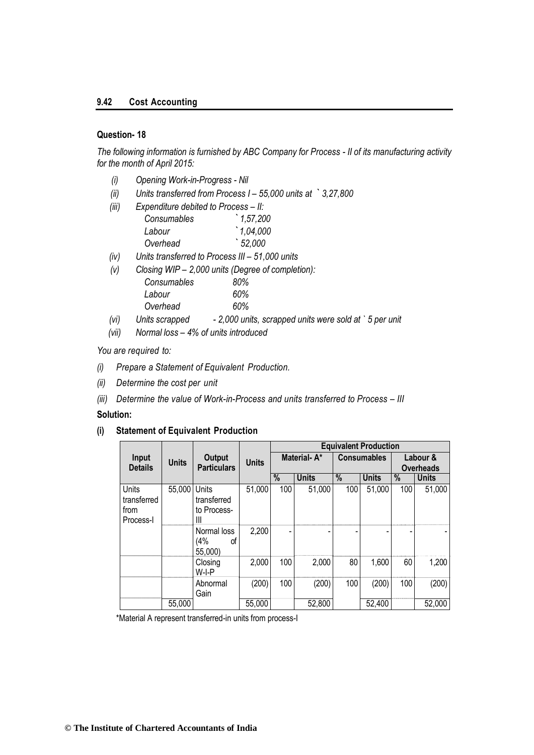## Question- 18

*The following information is furnished by ABC Company for Process - II of its manufacturing activity for the month of April 2015:*

*(i) Opening Work-in-Progress - Nil*

*(ii) Units transferred from Process I – 55,000 units at ` 3,27,800*

*(iii) Expenditure debited to Process – II:*

| | |
|---|---|
| *Consumables* | *` 1,57,200* |
| *Labour* | *` 1,04,000* |
| *Overhead* | *` 52,000* |

*(iv) Units transferred to Process III – 51,000 units*

*(v) Closing WIP – 2,000 units (Degree of completion):*

| | |
|---|---|
| *Consumables* | *80%* |
| *Labour* | *60%* |
| *Overhead* | *60%* |

*(vi) Units scrapped - 2,000 units, scrapped units were sold at ` 5 per unit*

*(vii) Normal loss – 4% of units introduced*

*You are required to:*

*(i) Prepare a Statement of Equivalent Production.*

*(ii) Determine the cost per unit*

*(iii) Determine the value of Work-in-Process and units transferred to Process – III*

**Solution:**

**(i) Statement of Equivalent Production**

| Input Details | Units | Output Particulars | Units | Equivalent Production | | | | | |
|---|---|---|---|---|---|---|---|---|---|
| | | | | Material- A* | | Consumables | | Labour & Overheads | |
| | | | | % | Units | % | Units | % | Units |
| Units transferred from Process-I | 55,000 | Units transferred to Process-III | 51,000 | 100 | 51,000 | 100 | 51,000 | 100 | 51,000 |
| | | Normal loss (4% of 55,000) | 2,200 | - | - | - | - | - | - |
| | | Closing W-I-P | 2,000 | 100 | 2,000 | 80 | 1,600 | 60 | 1,200 |
| | | Abnormal Gain | (200) | 100 | (200) | 100 | (200) | 100 | (200) |
| | 55,000 | | 55,000 | | 52,800 | | 52,400 | | 52,000 |

*Material A represent transferred-in units from process-I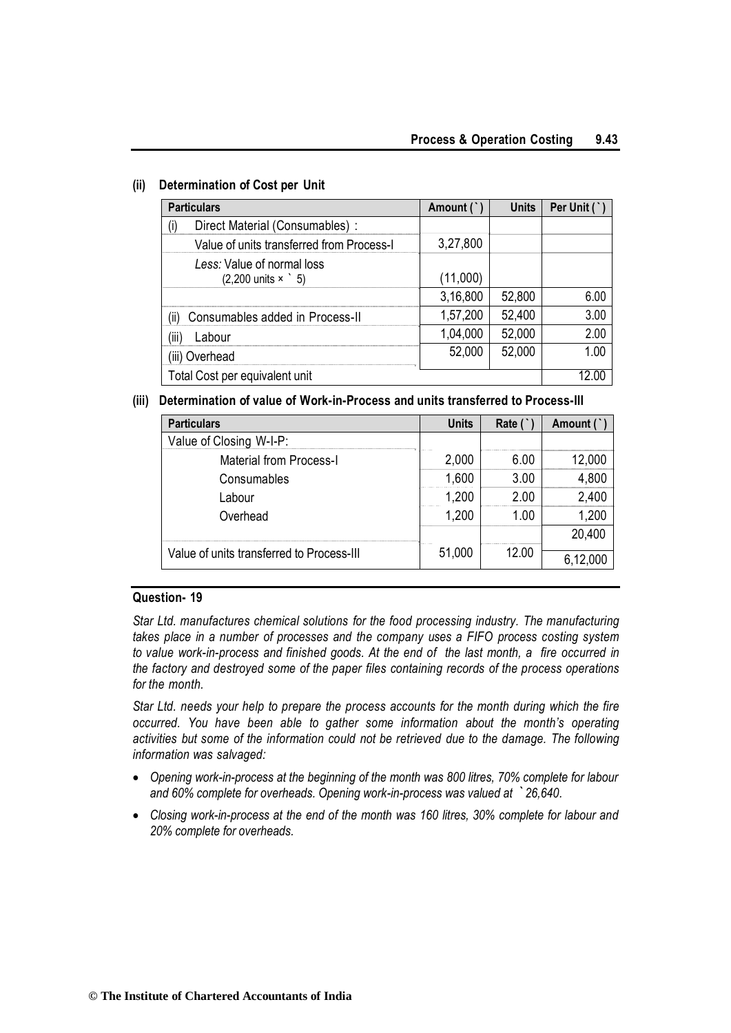**(ii) Determination of Cost per Unit**

| Particulars | Amount (`) | Units | Per Unit (`) |
|---|---|---|---|
| (i) Direct Material (Consumables) : | | | |
| Value of units transferred from Process-I | 3,27,800 | | |
| *Less:* Value of normal loss (2,200 units × ` 5) | (11,000) | | |
| | 3,16,800 | 52,800 | 6.00 |
| (ii) Consumables added in Process-II | 1,57,200 | 52,400 | 3.00 |
| (iii) Labour | 1,04,000 | 52,000 | 2.00 |
| (iii) Overhead | 52,000 | 52,000 | 1.00 |
| Total Cost per equivalent unit | | | 12.00 |

**(iii) Determination of value of Work-in-Process and units transferred to Process-III**

| Particulars | Units | Rate (`) | Amount (`) |
|---|---|---|---|
| Value of Closing W-I-P: | | | |
| Material from Process-I | 2,000 | 6.00 | 12,000 |
| Consumables | 1,600 | 3.00 | 4,800 |
| Labour | 1,200 | 2.00 | 2,400 |
| Overhead | 1,200 | 1.00 | 1,200 |
| | | | 20,400 |
| Value of units transferred to Process-III | 51,000 | 12.00 | 6,12,000 |

**Question- 19**

*Star Ltd. manufactures chemical solutions for the food processing industry. The manufacturing takes place in a number of processes and the company uses a FIFO process costing system to value work-in-process and finished goods. At the end of the last month, a fire occurred in the factory and destroyed some of the paper files containing records of the process operations for the month.*

*Star Ltd. needs your help to prepare the process accounts for the month during which the fire occurred. You have been able to gather some information about the month's operating activities but some of the information could not be retrieved due to the damage. The following information was salvaged:*

- *Opening work-in-process at the beginning of the month was 800 litres, 70% complete for labour and 60% complete for overheads. Opening work-in-process was valued at ` 26,640.*
- *Closing work-in-process at the end of the month was 160 litres, 30% complete for labour and 20% complete for overheads.*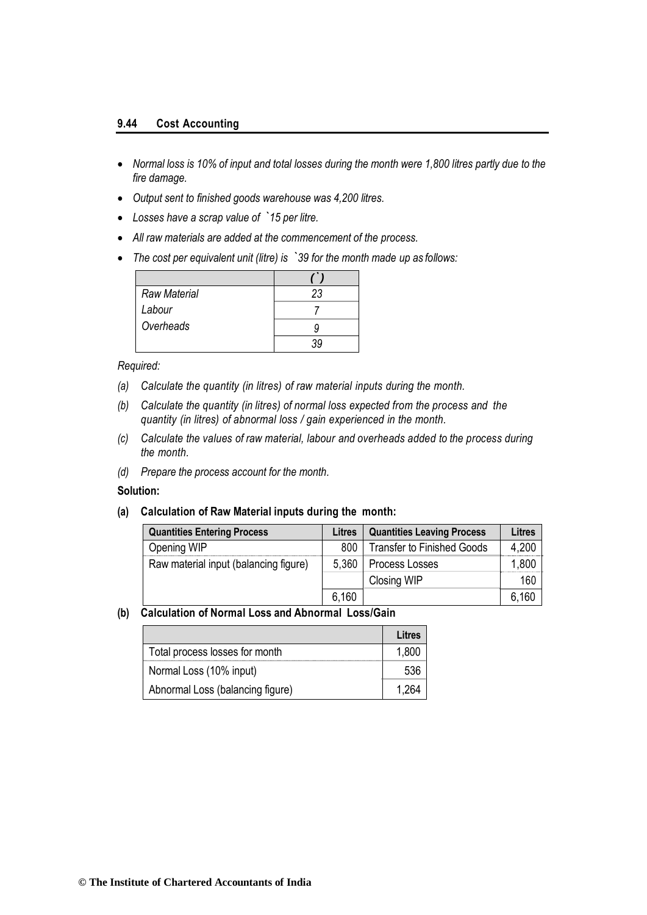- *Normal loss is 10% of input and total losses during the month were 1,800 litres partly due to the fire damage.*
- *Output sent to finished goods warehouse was 4,200 litres.*
- *Losses have a scrap value of `15 per litre.*
- *All raw materials are added at the commencement of the process.*
- *The cost per equivalent unit (litre) is `39 for the month made up as follows:*

| | *(`)* |
|---|---|
| *Raw Material* | *23* |
| *Labour* | *7* |
| *Overheads* | *9* |
| | *39* |

*Required:*

*(a) Calculate the quantity (in litres) of raw material inputs during the month.*

*(b) Calculate the quantity (in litres) of normal loss expected from the process and the quantity (in litres) of abnormal loss / gain experienced in the month.*

*(c) Calculate the values of raw material, labour and overheads added to the process during the month.*

*(d) Prepare the process account for the month.*

**Solution:**

**(a) Calculation of Raw Material inputs during the month:**

| Quantities Entering Process | Litres | Quantities Leaving Process | Litres |
|---|---|---|---|
| Opening WIP | 800 | Transfer to Finished Goods | 4,200 |
| Raw material input (balancing figure) | 5,360 | Process Losses | 1,800 |
| | | Closing WIP | 160 |
| | 6,160 | | 6,160 |

**(b) Calculation of Normal Loss and Abnormal Loss/Gain**

| | Litres |
|---|---|
| Total process losses for month | 1,800 |
| Normal Loss (10% input) | 536 |
| Abnormal Loss (balancing figure) | 1,264 |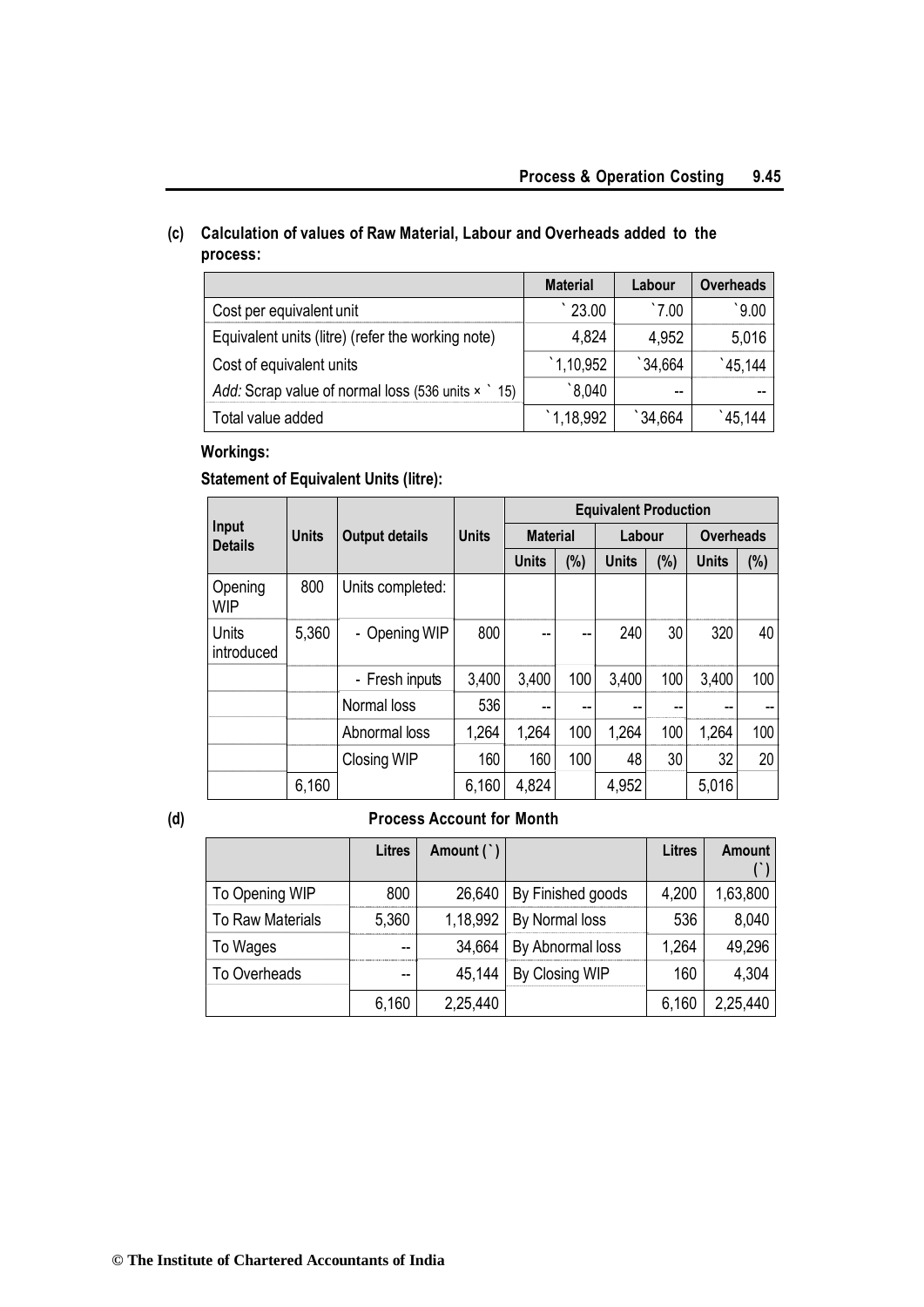**(c) Calculation of values of Raw Material, Labour and Overheads added to the process:**

| | Material | Labour | Overheads |
|---|---|---|---|
| Cost per equivalent unit | ` 23.00 | `7.00 | `9.00 |
| Equivalent units (litre) (refer the working note) | 4,824 | 4,952 | 5,016 |
| Cost of equivalent units | `1,10,952 | `34,664 | `45,144 |
| *Add:* Scrap value of normal loss (536 units × ` 15) | `8,040 | -- | -- |
| Total value added | `1,18,992 | `34,664 | `45,144 |

**Workings:**

**Statement of Equivalent Units (litre):**

| Input Details | Units | Output details | Units | Equivalent Production | | | | | |
|---|---|---|---|---|---|---|---|---|---|
| | | | | Material | | Labour | | Overheads | |
| | | | | Units | (%) | Units | (%) | Units | (%) |
| Opening WIP | 800 | Units completed: | | | | | | | |
| Units introduced | 5,360 | - Opening WIP | 800 | -- | -- | 240 | 30 | 320 | 40 |
| | | - Fresh inputs | 3,400 | 3,400 | 100 | 3,400 | 100 | 3,400 | 100 |
| | | Normal loss | 536 | -- | -- | -- | -- | -- | -- |
| | | Abnormal loss | 1,264 | 1,264 | 100 | 1,264 | 100 | 1,264 | 100 |
| | | Closing WIP | 160 | 160 | 100 | 48 | 30 | 32 | 20 |
| | 6,160 | | 6,160 | 4,824 | | 4,952 | | 5,016 | |

**(d) Process Account for Month**

| | Litres | Amount (`) | | Litres | Amount (`) |
|---|---|---|---|---|---|
| To Opening WIP | 800 | 26,640 | By Finished goods | 4,200 | 1,63,800 |
| To Raw Materials | 5,360 | 1,18,992 | By Normal loss | 536 | 8,040 |
| To Wages | -- | 34,664 | By Abnormal loss | 1,264 | 49,296 |
| To Overheads | -- | 45,144 | By Closing WIP | 160 | 4,304 |
| | 6,160 | 2,25,440 | | 6,160 | 2,25,440 |